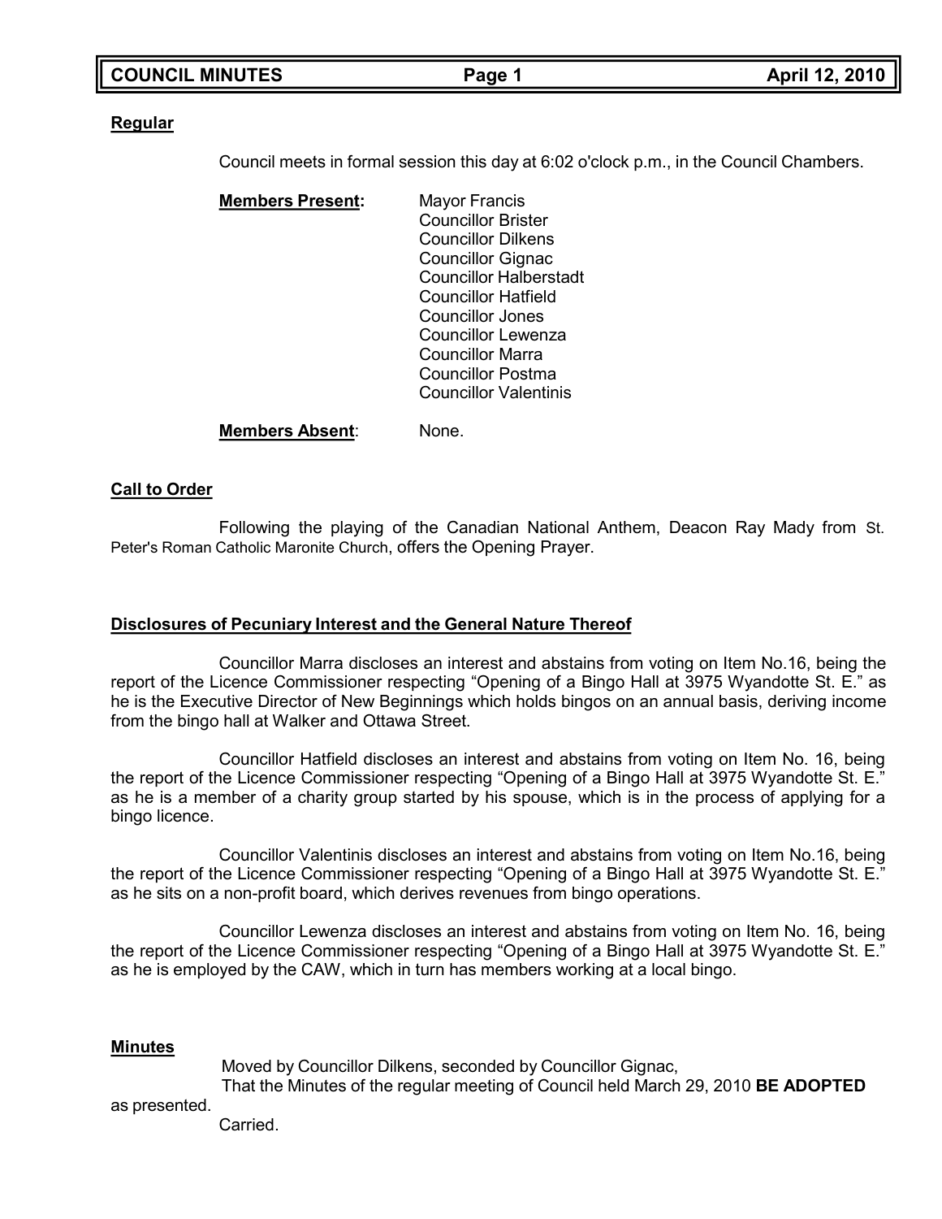## Regular

Council meets in formal session this day at 6:02 o'clock p.m., in the Council Chambers.

**Members Present:**

- Mayor Francis
- Councillor Brister
- Councillor Dilkens
- Councillor Gignac
- Councillor Halberstadt
- Councillor Hatfield
- Councillor Jones
- Councillor Lewenza
- Councillor Marra
- Councillor Postma
- Councillor Valentinis

**Members Absent**: None.

## Call to Order

Following the playing of the Canadian National Anthem, Deacon Ray Mady from St. Peter's Roman Catholic Maronite Church, offers the Opening Prayer.

## Disclosures of Pecuniary Interest and the General Nature Thereof

Councillor Marra discloses an interest and abstains from voting on Item No.16, being the report of the Licence Commissioner respecting "Opening of a Bingo Hall at 3975 Wyandotte St. E." as he is the Executive Director of New Beginnings which holds bingos on an annual basis, deriving income from the bingo hall at Walker and Ottawa Street.

Councillor Hatfield discloses an interest and abstains from voting on Item No. 16, being the report of the Licence Commissioner respecting "Opening of a Bingo Hall at 3975 Wyandotte St. E." as he is a member of a charity group started by his spouse, which is in the process of applying for a bingo licence.

Councillor Valentinis discloses an interest and abstains from voting on Item No.16, being the report of the Licence Commissioner respecting "Opening of a Bingo Hall at 3975 Wyandotte St. E." as he sits on a non-profit board, which derives revenues from bingo operations.

Councillor Lewenza discloses an interest and abstains from voting on Item No. 16, being the report of the Licence Commissioner respecting "Opening of a Bingo Hall at 3975 Wyandotte St. E." as he is employed by the CAW, which in turn has members working at a local bingo.

## Minutes

Moved by Councillor Dilkens, seconded by Councillor Gignac,
That the Minutes of the regular meeting of Council held March 29, 2010 **BE ADOPTED** as presented.
Carried.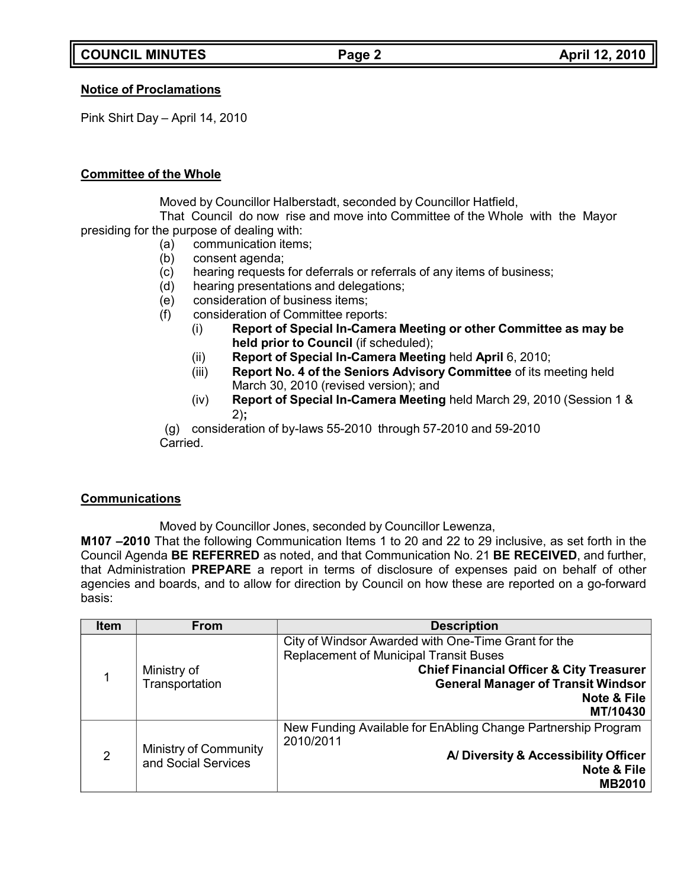**Notice of Proclamations**

Pink Shirt Day – April 14, 2010

**Committee of the Whole**

Moved by Councillor Halberstadt, seconded by Councillor Hatfield,

That Council do now rise and move into Committee of the Whole with the Mayor presiding for the purpose of dealing with:

(a) communication items;
(b) consent agenda;
(c) hearing requests for deferrals or referrals of any items of business;
(d) hearing presentations and delegations;
(e) consideration of business items;
(f) consideration of Committee reports:
  (i) **Report of Special In-Camera Meeting or other Committee as may be held prior to Council** (if scheduled);
  (ii) **Report of Special In-Camera Meeting** held **April** 6, 2010;
  (iii) **Report No. 4 of the Seniors Advisory Committee** of its meeting held March 30, 2010 (revised version); and
  (iv) **Report of Special In-Camera Meeting** held March 29, 2010 (Session 1 & 2)**;**
(g) consideration of by-laws 55-2010 through 57-2010 and 59-2010

Carried.

**Communications**

Moved by Councillor Jones, seconded by Councillor Lewenza,

**M107 –2010** That the following Communication Items 1 to 20 and 22 to 29 inclusive, as set forth in the Council Agenda **BE REFERRED** as noted, and that Communication No. 21 **BE RECEIVED**, and further, that Administration **PREPARE** a report in terms of disclosure of expenses paid on behalf of other agencies and boards, and to allow for direction by Council on how these are reported on a go-forward basis:

| Item | From | Description |
|---|---|---|
| 1 | Ministry of Transportation | City of Windsor Awarded with One-Time Grant for the Replacement of Municipal Transit Buses<br>**Chief Financial Officer & City Treasurer**<br>**General Manager of Transit Windsor**<br>**Note & File**<br>**MT/10430** |
| 2 | Ministry of Community and Social Services | New Funding Available for EnAbling Change Partnership Program 2010/2011<br>**A/ Diversity & Accessibility Officer**<br>**Note & File**<br>**MB2010** |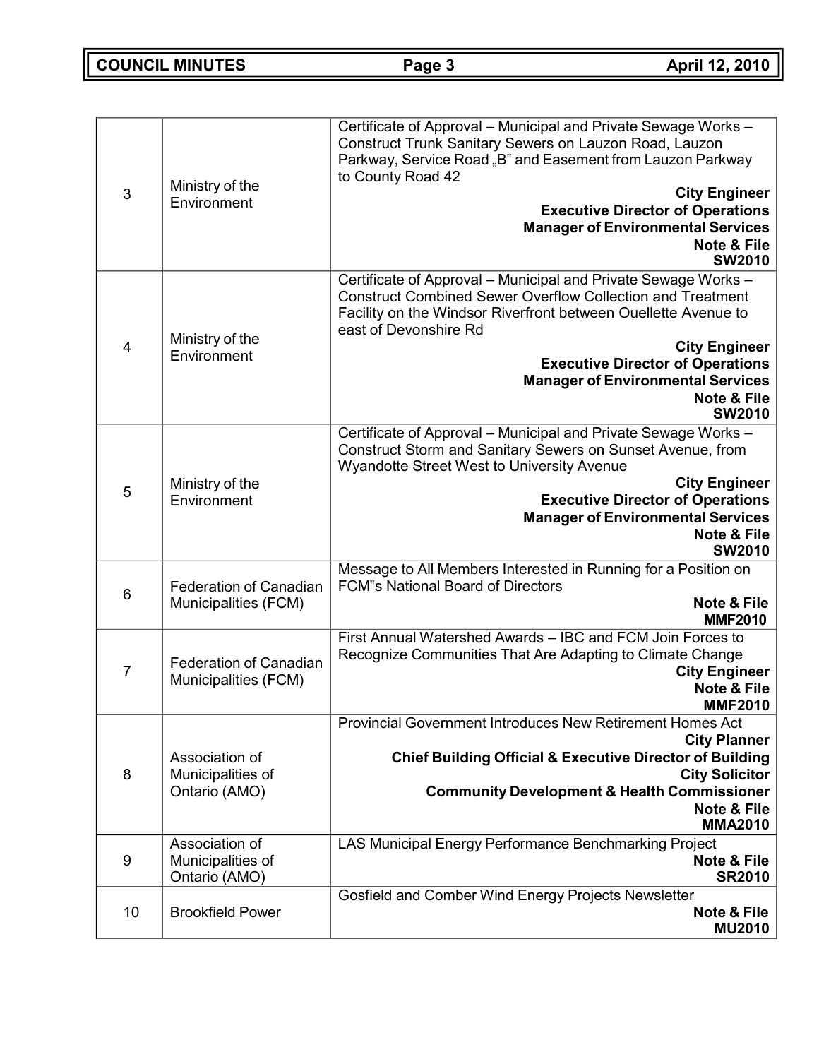| | | |
|---|---|---|
| 3 | Ministry of the Environment | Certificate of Approval – Municipal and Private Sewage Works – Construct Trunk Sanitary Sewers on Lauzon Road, Lauzon Parkway, Service Road „B" and Easement from Lauzon Parkway to County Road 42<br>**City Engineer**<br>**Executive Director of Operations**<br>**Manager of Environmental Services**<br>**Note & File**<br>**SW2010** |
| 4 | Ministry of the Environment | Certificate of Approval – Municipal and Private Sewage Works – Construct Combined Sewer Overflow Collection and Treatment Facility on the Windsor Riverfront between Ouellette Avenue to east of Devonshire Rd<br>**City Engineer**<br>**Executive Director of Operations**<br>**Manager of Environmental Services**<br>**Note & File**<br>**SW2010** |
| 5 | Ministry of the Environment | Certificate of Approval – Municipal and Private Sewage Works – Construct Storm and Sanitary Sewers on Sunset Avenue, from Wyandotte Street West to University Avenue<br>**City Engineer**<br>**Executive Director of Operations**<br>**Manager of Environmental Services**<br>**Note & File**<br>**SW2010** |
| 6 | Federation of Canadian Municipalities (FCM) | Message to All Members Interested in Running for a Position on FCM"s National Board of Directors<br>**Note & File**<br>**MMF2010** |
| 7 | Federation of Canadian Municipalities (FCM) | First Annual Watershed Awards – IBC and FCM Join Forces to Recognize Communities That Are Adapting to Climate Change<br>**City Engineer**<br>**Note & File**<br>**MMF2010** |
| 8 | Association of Municipalities of Ontario (AMO) | Provincial Government Introduces New Retirement Homes Act<br>**City Planner**<br>**Chief Building Official & Executive Director of Building**<br>**City Solicitor**<br>**Community Development & Health Commissioner**<br>**Note & File**<br>**MMA2010** |
| 9 | Association of Municipalities of Ontario (AMO) | LAS Municipal Energy Performance Benchmarking Project<br>**Note & File**<br>**SR2010** |
| 10 | Brookfield Power | Gosfield and Comber Wind Energy Projects Newsletter<br>**Note & File**<br>**MU2010** |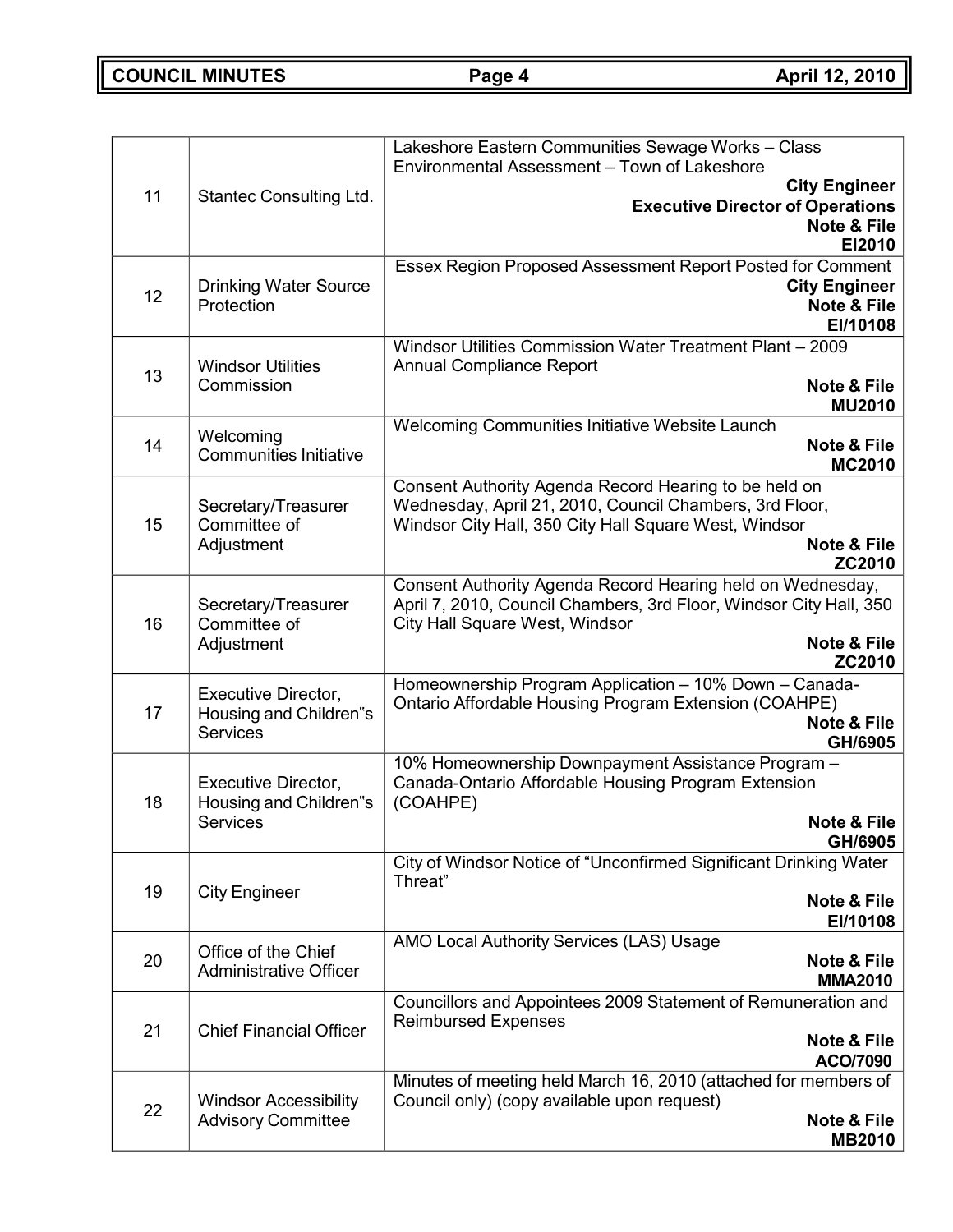| | | |
|---|---|---|
| 11 | Stantec Consulting Ltd. | Lakeshore Eastern Communities Sewage Works – Class Environmental Assessment – Town of Lakeshore<br>**City Engineer**<br>**Executive Director of Operations**<br>**Note & File**<br>**EI2010** |
| 12 | Drinking Water Source Protection | Essex Region Proposed Assessment Report Posted for Comment<br>**City Engineer**<br>**Note & File**<br>**EI/10108** |
| 13 | Windsor Utilities Commission | Windsor Utilities Commission Water Treatment Plant – 2009 Annual Compliance Report<br>**Note & File**<br>**MU2010** |
| 14 | Welcoming Communities Initiative | Welcoming Communities Initiative Website Launch<br>**Note & File**<br>**MC2010** |
| 15 | Secretary/Treasurer Committee of Adjustment | Consent Authority Agenda Record Hearing to be held on Wednesday, April 21, 2010, Council Chambers, 3rd Floor, Windsor City Hall, 350 City Hall Square West, Windsor<br>**Note & File**<br>**ZC2010** |
| 16 | Secretary/Treasurer Committee of Adjustment | Consent Authority Agenda Record Hearing held on Wednesday, April 7, 2010, Council Chambers, 3rd Floor, Windsor City Hall, 350 City Hall Square West, Windsor<br>**Note & File**<br>**ZC2010** |
| 17 | Executive Director, Housing and Children"s Services | Homeownership Program Application – 10% Down – Canada-Ontario Affordable Housing Program Extension (COAHPE)<br>**Note & File**<br>**GH/6905** |
| 18 | Executive Director, Housing and Children"s Services | 10% Homeownership Downpayment Assistance Program – Canada-Ontario Affordable Housing Program Extension (COAHPE)<br>**Note & File**<br>**GH/6905** |
| 19 | City Engineer | City of Windsor Notice of "Unconfirmed Significant Drinking Water Threat"<br>**Note & File**<br>**EI/10108** |
| 20 | Office of the Chief Administrative Officer | AMO Local Authority Services (LAS) Usage<br>**Note & File**<br>**MMA2010** |
| 21 | Chief Financial Officer | Councillors and Appointees 2009 Statement of Remuneration and Reimbursed Expenses<br>**Note & File**<br>**ACO/7090** |
| 22 | Windsor Accessibility Advisory Committee | Minutes of meeting held March 16, 2010 (attached for members of Council only) (copy available upon request)<br>**Note & File**<br>**MB2010** |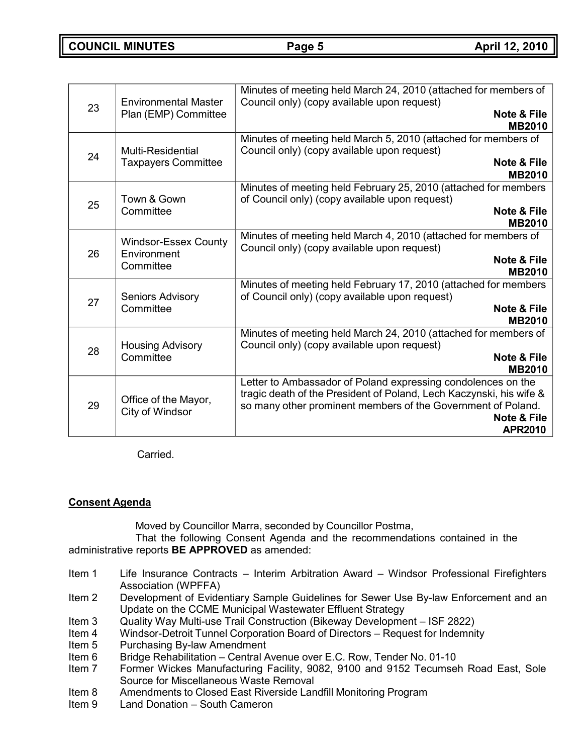| | | |
|---|---|---|
| 23 | Environmental Master Plan (EMP) Committee | Minutes of meeting held March 24, 2010 (attached for members of Council only) (copy available upon request) **Note & File** **MB2010** |
| 24 | Multi-Residential Taxpayers Committee | Minutes of meeting held March 5, 2010 (attached for members of Council only) (copy available upon request) **Note & File** **MB2010** |
| 25 | Town & Gown Committee | Minutes of meeting held February 25, 2010 (attached for members of Council only) (copy available upon request) **Note & File** **MB2010** |
| 26 | Windsor-Essex County Environment Committee | Minutes of meeting held March 4, 2010 (attached for members of Council only) (copy available upon request) **Note & File** **MB2010** |
| 27 | Seniors Advisory Committee | Minutes of meeting held February 17, 2010 (attached for members of Council only) (copy available upon request) **Note & File** **MB2010** |
| 28 | Housing Advisory Committee | Minutes of meeting held March 24, 2010 (attached for members of Council only) (copy available upon request) **Note & File** **MB2010** |
| 29 | Office of the Mayor, City of Windsor | Letter to Ambassador of Poland expressing condolences on the tragic death of the President of Poland, Lech Kaczynski, his wife & so many other prominent members of the Government of Poland. **Note & File** **APR2010** |

Carried.

## Consent Agenda

Moved by Councillor Marra, seconded by Councillor Postma,

That the following Consent Agenda and the recommendations contained in the administrative reports **BE APPROVED** as amended:

- Item 1 Life Insurance Contracts – Interim Arbitration Award – Windsor Professional Firefighters Association (WPFFA)
- Item 2 Development of Evidentiary Sample Guidelines for Sewer Use By-law Enforcement and an Update on the CCME Municipal Wastewater Effluent Strategy
- Item 3 Quality Way Multi-use Trail Construction (Bikeway Development – ISF 2822)
- Item 4 Windsor-Detroit Tunnel Corporation Board of Directors – Request for Indemnity
- Item 5 Purchasing By-law Amendment
- Item 6 Bridge Rehabilitation – Central Avenue over E.C. Row, Tender No. 01-10
- Item 7 Former Wickes Manufacturing Facility, 9082, 9100 and 9152 Tecumseh Road East, Sole Source for Miscellaneous Waste Removal
- Item 8 Amendments to Closed East Riverside Landfill Monitoring Program
- Item 9 Land Donation – South Cameron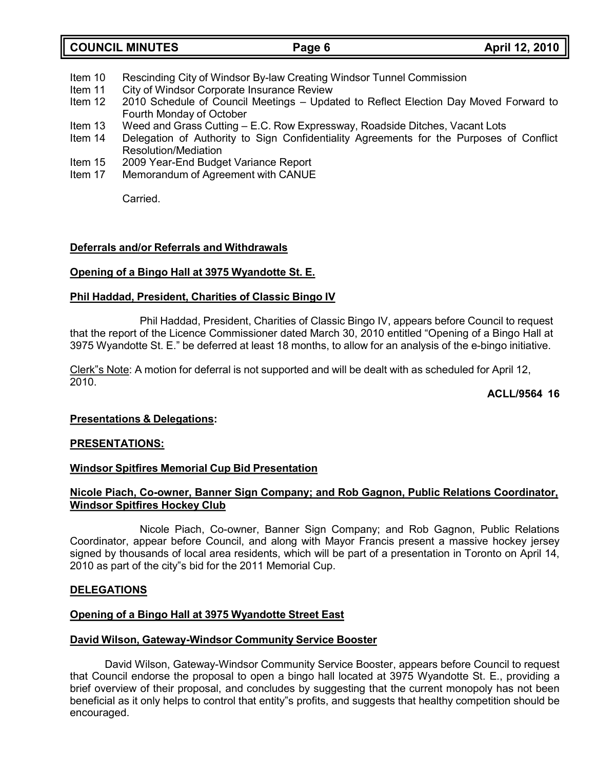Item 10 Rescinding City of Windsor By-law Creating Windsor Tunnel Commission
Item 11 City of Windsor Corporate Insurance Review
Item 12 2010 Schedule of Council Meetings – Updated to Reflect Election Day Moved Forward to Fourth Monday of October
Item 13 Weed and Grass Cutting – E.C. Row Expressway, Roadside Ditches, Vacant Lots
Item 14 Delegation of Authority to Sign Confidentiality Agreements for the Purposes of Conflict Resolution/Mediation
Item 15 2009 Year-End Budget Variance Report
Item 17 Memorandum of Agreement with CANUE

Carried.

**Deferrals and/or Referrals and Withdrawals**

**Opening of a Bingo Hall at 3975 Wyandotte St. E.**

**Phil Haddad, President, Charities of Classic Bingo IV**

Phil Haddad, President, Charities of Classic Bingo IV, appears before Council to request that the report of the Licence Commissioner dated March 30, 2010 entitled "Opening of a Bingo Hall at 3975 Wyandotte St. E." be deferred at least 18 months, to allow for an analysis of the e-bingo initiative.

Clerk"s Note: A motion for deferral is not supported and will be dealt with as scheduled for April 12, 2010.

**ACLL/9564 16**

**Presentations & Delegations:**

**PRESENTATIONS:**

**Windsor Spitfires Memorial Cup Bid Presentation**

**Nicole Piach, Co-owner, Banner Sign Company; and Rob Gagnon, Public Relations Coordinator, Windsor Spitfires Hockey Club**

Nicole Piach, Co-owner, Banner Sign Company; and Rob Gagnon, Public Relations Coordinator, appear before Council, and along with Mayor Francis present a massive hockey jersey signed by thousands of local area residents, which will be part of a presentation in Toronto on April 14, 2010 as part of the city"s bid for the 2011 Memorial Cup.

**DELEGATIONS**

**Opening of a Bingo Hall at 3975 Wyandotte Street East**

**David Wilson, Gateway-Windsor Community Service Booster**

David Wilson, Gateway-Windsor Community Service Booster, appears before Council to request that Council endorse the proposal to open a bingo hall located at 3975 Wyandotte St. E., providing a brief overview of their proposal, and concludes by suggesting that the current monopoly has not been beneficial as it only helps to control that entity"s profits, and suggests that healthy competition should be encouraged.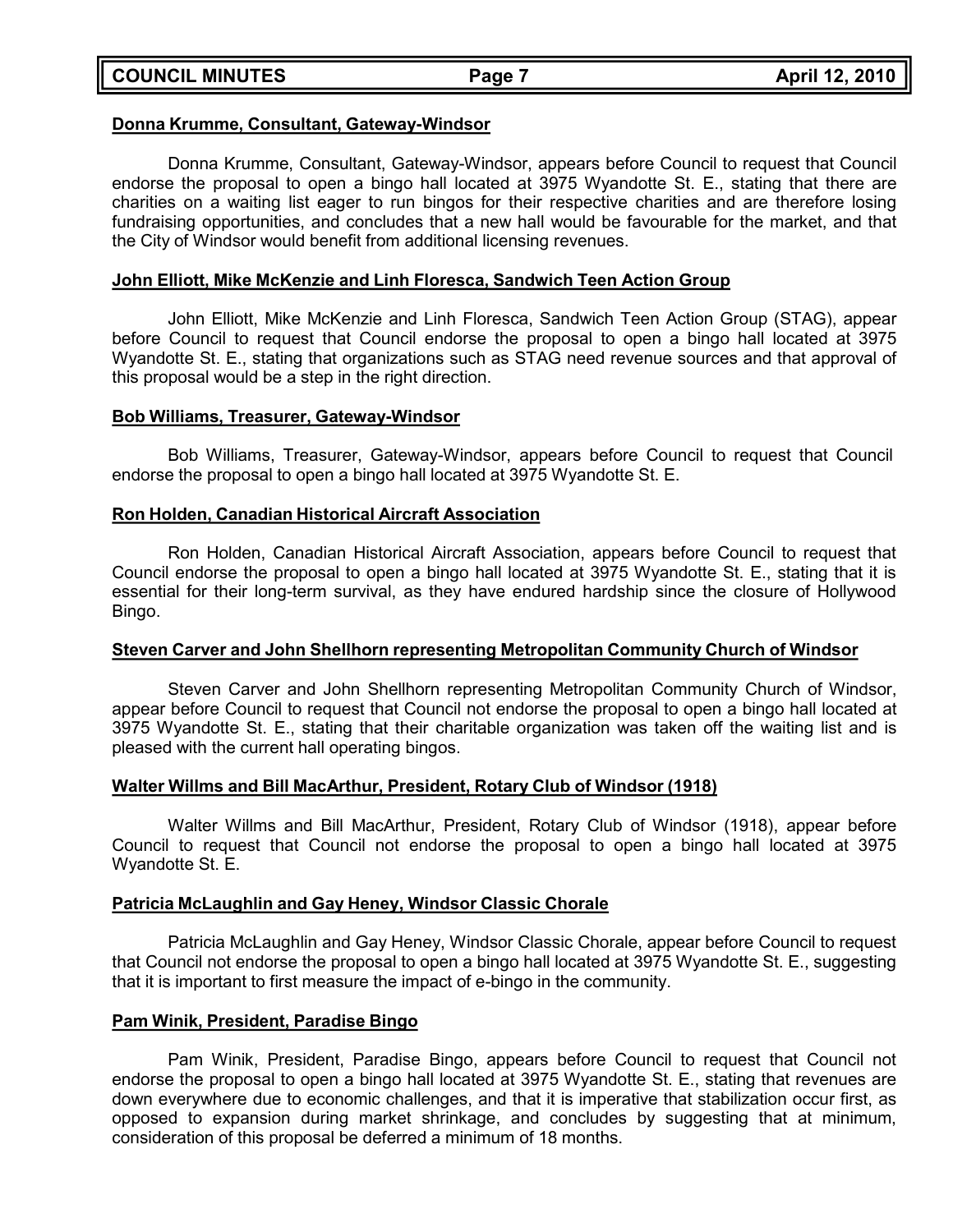**Donna Krumme, Consultant, Gateway-Windsor**

Donna Krumme, Consultant, Gateway-Windsor, appears before Council to request that Council endorse the proposal to open a bingo hall located at 3975 Wyandotte St. E., stating that there are charities on a waiting list eager to run bingos for their respective charities and are therefore losing fundraising opportunities, and concludes that a new hall would be favourable for the market, and that the City of Windsor would benefit from additional licensing revenues.

**John Elliott, Mike McKenzie and Linh Floresca, Sandwich Teen Action Group**

John Elliott, Mike McKenzie and Linh Floresca, Sandwich Teen Action Group (STAG), appear before Council to request that Council endorse the proposal to open a bingo hall located at 3975 Wyandotte St. E., stating that organizations such as STAG need revenue sources and that approval of this proposal would be a step in the right direction.

**Bob Williams, Treasurer, Gateway-Windsor**

Bob Williams, Treasurer, Gateway-Windsor, appears before Council to request that Council endorse the proposal to open a bingo hall located at 3975 Wyandotte St. E.

**Ron Holden, Canadian Historical Aircraft Association**

Ron Holden, Canadian Historical Aircraft Association, appears before Council to request that Council endorse the proposal to open a bingo hall located at 3975 Wyandotte St. E., stating that it is essential for their long-term survival, as they have endured hardship since the closure of Hollywood Bingo.

**Steven Carver and John Shellhorn representing Metropolitan Community Church of Windsor**

Steven Carver and John Shellhorn representing Metropolitan Community Church of Windsor, appear before Council to request that Council not endorse the proposal to open a bingo hall located at 3975 Wyandotte St. E., stating that their charitable organization was taken off the waiting list and is pleased with the current hall operating bingos.

**Walter Willms and Bill MacArthur, President, Rotary Club of Windsor (1918)**

Walter Willms and Bill MacArthur, President, Rotary Club of Windsor (1918), appear before Council to request that Council not endorse the proposal to open a bingo hall located at 3975 Wyandotte St. E.

**Patricia McLaughlin and Gay Heney, Windsor Classic Chorale**

Patricia McLaughlin and Gay Heney, Windsor Classic Chorale, appear before Council to request that Council not endorse the proposal to open a bingo hall located at 3975 Wyandotte St. E., suggesting that it is important to first measure the impact of e-bingo in the community.

**Pam Winik, President, Paradise Bingo**

Pam Winik, President, Paradise Bingo, appears before Council to request that Council not endorse the proposal to open a bingo hall located at 3975 Wyandotte St. E., stating that revenues are down everywhere due to economic challenges, and that it is imperative that stabilization occur first, as opposed to expansion during market shrinkage, and concludes by suggesting that at minimum, consideration of this proposal be deferred a minimum of 18 months.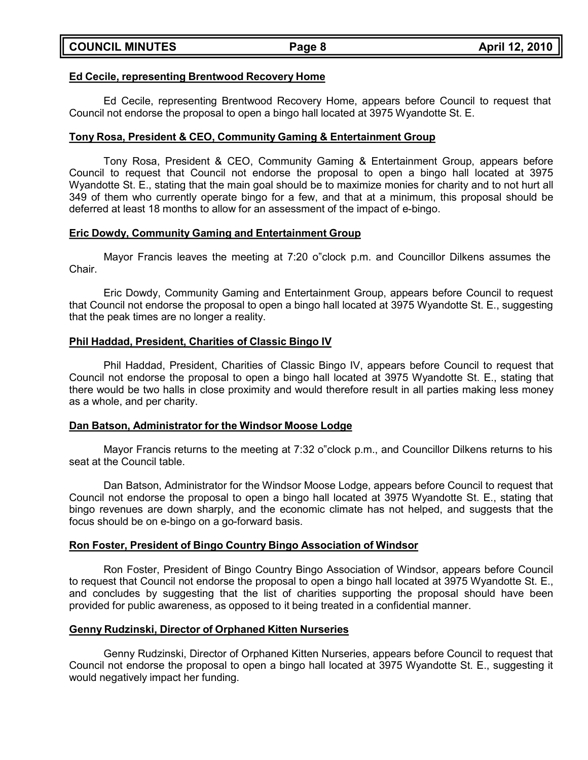**Ed Cecile, representing Brentwood Recovery Home**

Ed Cecile, representing Brentwood Recovery Home, appears before Council to request that Council not endorse the proposal to open a bingo hall located at 3975 Wyandotte St. E.

**Tony Rosa, President & CEO, Community Gaming & Entertainment Group**

Tony Rosa, President & CEO, Community Gaming & Entertainment Group, appears before Council to request that Council not endorse the proposal to open a bingo hall located at 3975 Wyandotte St. E., stating that the main goal should be to maximize monies for charity and to not hurt all 349 of them who currently operate bingo for a few, and that at a minimum, this proposal should be deferred at least 18 months to allow for an assessment of the impact of e-bingo.

**Eric Dowdy, Community Gaming and Entertainment Group**

Mayor Francis leaves the meeting at 7:20 o"clock p.m. and Councillor Dilkens assumes the Chair.

Eric Dowdy, Community Gaming and Entertainment Group, appears before Council to request that Council not endorse the proposal to open a bingo hall located at 3975 Wyandotte St. E., suggesting that the peak times are no longer a reality.

**Phil Haddad, President, Charities of Classic Bingo IV**

Phil Haddad, President, Charities of Classic Bingo IV, appears before Council to request that Council not endorse the proposal to open a bingo hall located at 3975 Wyandotte St. E., stating that there would be two halls in close proximity and would therefore result in all parties making less money as a whole, and per charity.

**Dan Batson, Administrator for the Windsor Moose Lodge**

Mayor Francis returns to the meeting at 7:32 o"clock p.m., and Councillor Dilkens returns to his seat at the Council table.

Dan Batson, Administrator for the Windsor Moose Lodge, appears before Council to request that Council not endorse the proposal to open a bingo hall located at 3975 Wyandotte St. E., stating that bingo revenues are down sharply, and the economic climate has not helped, and suggests that the focus should be on e-bingo on a go-forward basis.

**Ron Foster, President of Bingo Country Bingo Association of Windsor**

Ron Foster, President of Bingo Country Bingo Association of Windsor, appears before Council to request that Council not endorse the proposal to open a bingo hall located at 3975 Wyandotte St. E., and concludes by suggesting that the list of charities supporting the proposal should have been provided for public awareness, as opposed to it being treated in a confidential manner.

**Genny Rudzinski, Director of Orphaned Kitten Nurseries**

Genny Rudzinski, Director of Orphaned Kitten Nurseries, appears before Council to request that Council not endorse the proposal to open a bingo hall located at 3975 Wyandotte St. E., suggesting it would negatively impact her funding.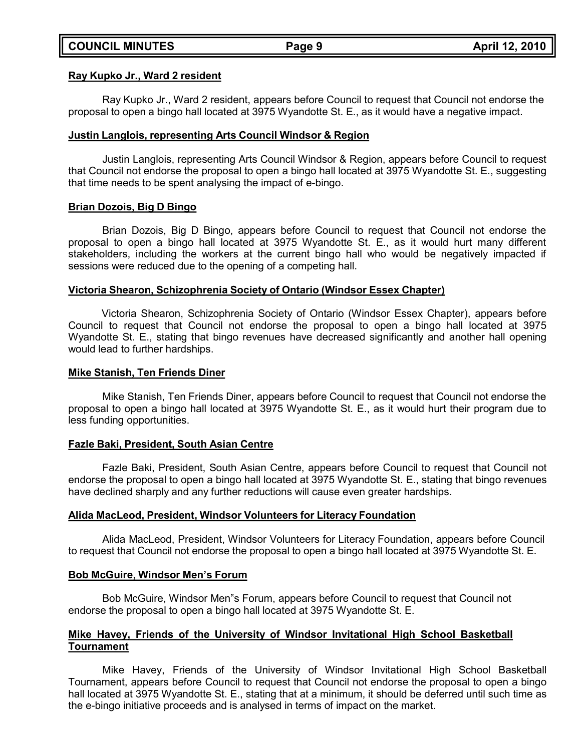**Ray Kupko Jr., Ward 2 resident**

Ray Kupko Jr., Ward 2 resident, appears before Council to request that Council not endorse the proposal to open a bingo hall located at 3975 Wyandotte St. E., as it would have a negative impact.

**Justin Langlois, representing Arts Council Windsor & Region**

Justin Langlois, representing Arts Council Windsor & Region, appears before Council to request that Council not endorse the proposal to open a bingo hall located at 3975 Wyandotte St. E., suggesting that time needs to be spent analysing the impact of e-bingo.

**Brian Dozois, Big D Bingo**

Brian Dozois, Big D Bingo, appears before Council to request that Council not endorse the proposal to open a bingo hall located at 3975 Wyandotte St. E., as it would hurt many different stakeholders, including the workers at the current bingo hall who would be negatively impacted if sessions were reduced due to the opening of a competing hall.

**Victoria Shearon, Schizophrenia Society of Ontario (Windsor Essex Chapter)**

Victoria Shearon, Schizophrenia Society of Ontario (Windsor Essex Chapter), appears before Council to request that Council not endorse the proposal to open a bingo hall located at 3975 Wyandotte St. E., stating that bingo revenues have decreased significantly and another hall opening would lead to further hardships.

**Mike Stanish, Ten Friends Diner**

Mike Stanish, Ten Friends Diner, appears before Council to request that Council not endorse the proposal to open a bingo hall located at 3975 Wyandotte St. E., as it would hurt their program due to less funding opportunities.

**Fazle Baki, President, South Asian Centre**

Fazle Baki, President, South Asian Centre, appears before Council to request that Council not endorse the proposal to open a bingo hall located at 3975 Wyandotte St. E., stating that bingo revenues have declined sharply and any further reductions will cause even greater hardships.

**Alida MacLeod, President, Windsor Volunteers for Literacy Foundation**

Alida MacLeod, President, Windsor Volunteers for Literacy Foundation, appears before Council to request that Council not endorse the proposal to open a bingo hall located at 3975 Wyandotte St. E.

**Bob McGuire, Windsor Men's Forum**

Bob McGuire, Windsor Men"s Forum, appears before Council to request that Council not endorse the proposal to open a bingo hall located at 3975 Wyandotte St. E.

**Mike Havey, Friends of the University of Windsor Invitational High School Basketball Tournament**

Mike Havey, Friends of the University of Windsor Invitational High School Basketball Tournament, appears before Council to request that Council not endorse the proposal to open a bingo hall located at 3975 Wyandotte St. E., stating that at a minimum, it should be deferred until such time as the e-bingo initiative proceeds and is analysed in terms of impact on the market.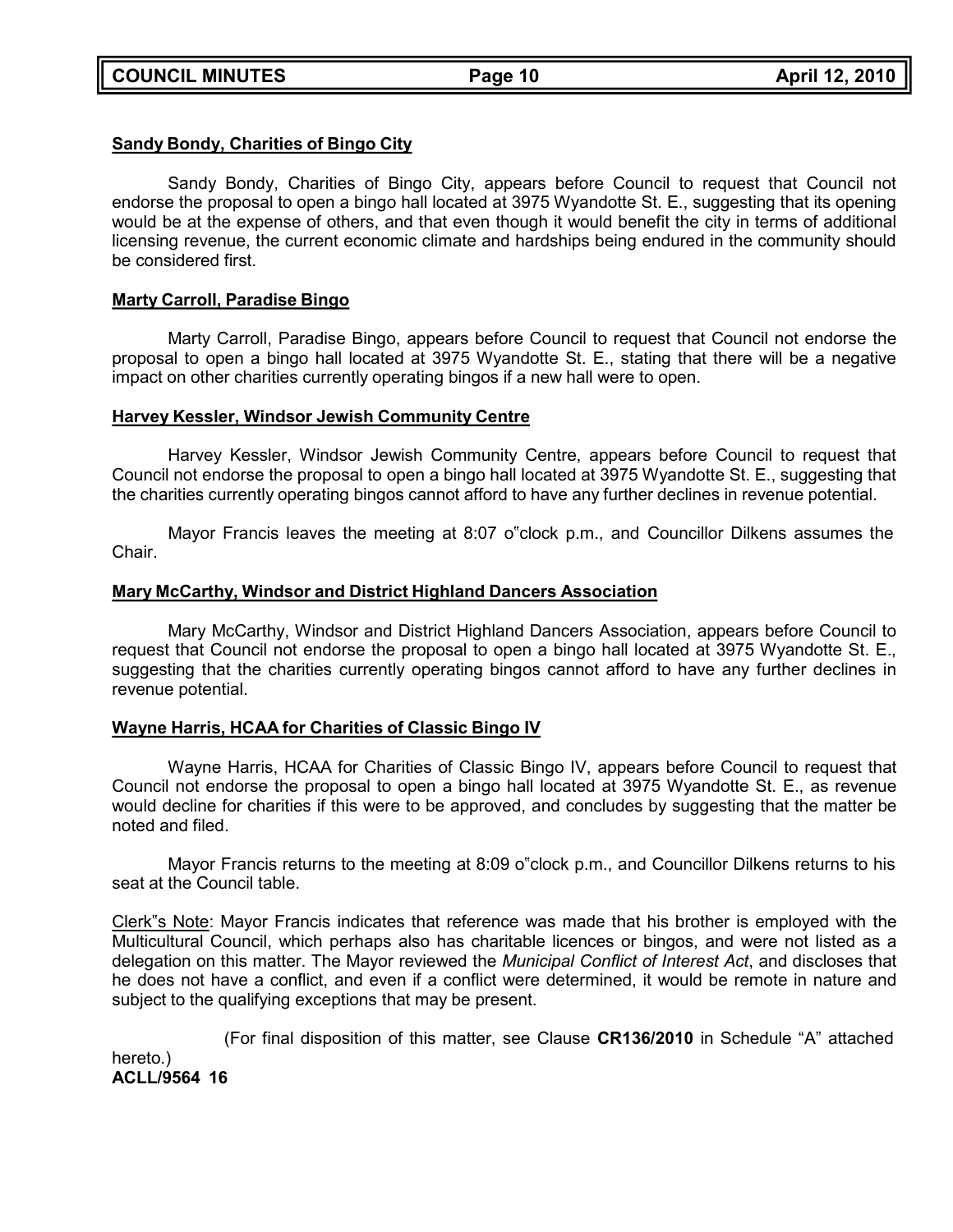**Sandy Bondy, Charities of Bingo City**

Sandy Bondy, Charities of Bingo City, appears before Council to request that Council not endorse the proposal to open a bingo hall located at 3975 Wyandotte St. E., suggesting that its opening would be at the expense of others, and that even though it would benefit the city in terms of additional licensing revenue, the current economic climate and hardships being endured in the community should be considered first.

**Marty Carroll, Paradise Bingo**

Marty Carroll, Paradise Bingo, appears before Council to request that Council not endorse the proposal to open a bingo hall located at 3975 Wyandotte St. E., stating that there will be a negative impact on other charities currently operating bingos if a new hall were to open.

**Harvey Kessler, Windsor Jewish Community Centre**

Harvey Kessler, Windsor Jewish Community Centre, appears before Council to request that Council not endorse the proposal to open a bingo hall located at 3975 Wyandotte St. E., suggesting that the charities currently operating bingos cannot afford to have any further declines in revenue potential.

Mayor Francis leaves the meeting at 8:07 o"clock p.m., and Councillor Dilkens assumes the Chair.

**Mary McCarthy, Windsor and District Highland Dancers Association**

Mary McCarthy, Windsor and District Highland Dancers Association, appears before Council to request that Council not endorse the proposal to open a bingo hall located at 3975 Wyandotte St. E., suggesting that the charities currently operating bingos cannot afford to have any further declines in revenue potential.

**Wayne Harris, HCAA for Charities of Classic Bingo IV**

Wayne Harris, HCAA for Charities of Classic Bingo IV, appears before Council to request that Council not endorse the proposal to open a bingo hall located at 3975 Wyandotte St. E., as revenue would decline for charities if this were to be approved, and concludes by suggesting that the matter be noted and filed.

Mayor Francis returns to the meeting at 8:09 o"clock p.m., and Councillor Dilkens returns to his seat at the Council table.

Clerk"s Note: Mayor Francis indicates that reference was made that his brother is employed with the Multicultural Council, which perhaps also has charitable licences or bingos, and were not listed as a delegation on this matter. The Mayor reviewed the *Municipal Conflict of Interest Act*, and discloses that he does not have a conflict, and even if a conflict were determined, it would be remote in nature and subject to the qualifying exceptions that may be present.

(For final disposition of this matter, see Clause **CR136/2010** in Schedule "A" attached hereto.)

**ACLL/9564 16**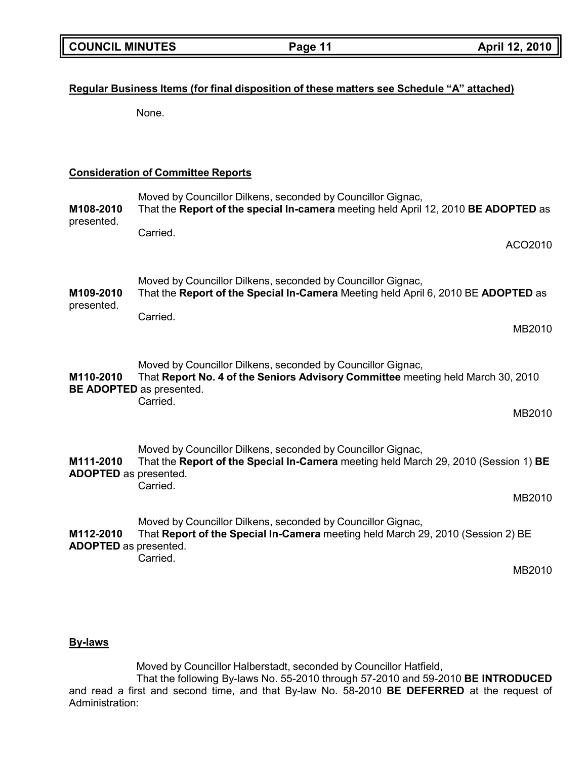**Regular Business Items (for final disposition of these matters see Schedule "A" attached)**

None.

**Consideration of Committee Reports**

Moved by Councillor Dilkens, seconded by Councillor Gignac,

**M108-2010** That the **Report of the special In-camera** meeting held April 12, 2010 **BE ADOPTED** as presented.

Carried.

ACO2010

Moved by Councillor Dilkens, seconded by Councillor Gignac,

**M109-2010** That the **Report of the Special In-Camera** Meeting held April 6, 2010 BE **ADOPTED** as presented.

Carried.

MB2010

Moved by Councillor Dilkens, seconded by Councillor Gignac,

**M110-2010** That **Report No. 4 of the Seniors Advisory Committee** meeting held March 30, 2010 **BE ADOPTED** as presented.

Carried.

MB2010

Moved by Councillor Dilkens, seconded by Councillor Gignac,

**M111-2010** That the **Report of the Special In-Camera** meeting held March 29, 2010 (Session 1) **BE ADOPTED** as presented.

Carried.

MB2010

Moved by Councillor Dilkens, seconded by Councillor Gignac,

**M112-2010** That **Report of the Special In-Camera** meeting held March 29, 2010 (Session 2) BE **ADOPTED** as presented.

Carried.

MB2010

**By-laws**

Moved by Councillor Halberstadt, seconded by Councillor Hatfield,

That the following By-laws No. 55-2010 through 57-2010 and 59-2010 **BE INTRODUCED** and read a first and second time, and that By-law No. 58-2010 **BE DEFERRED** at the request of Administration: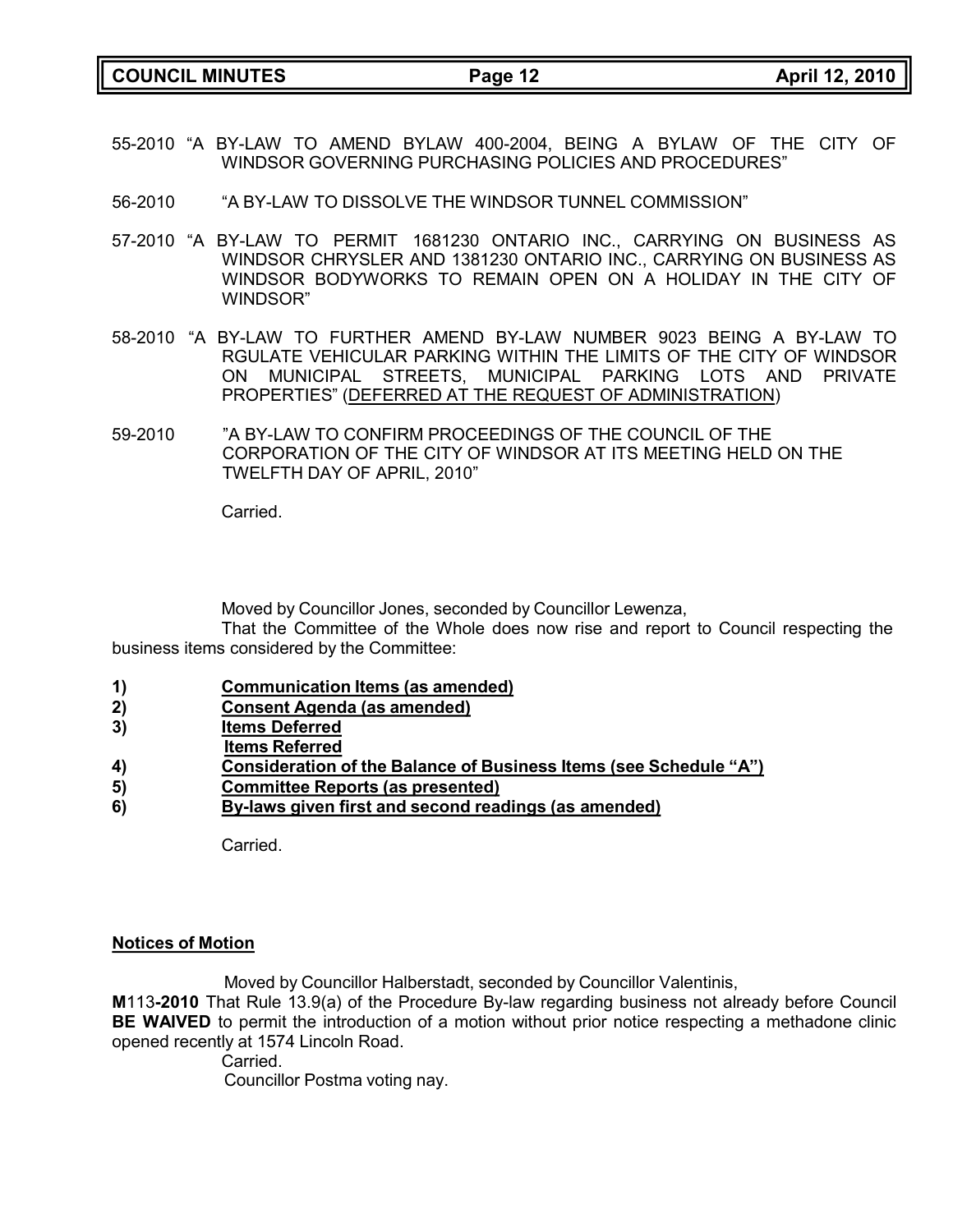55-2010 "A BY-LAW TO AMEND BYLAW 400-2004, BEING A BYLAW OF THE CITY OF WINDSOR GOVERNING PURCHASING POLICIES AND PROCEDURES"

56-2010 "A BY-LAW TO DISSOLVE THE WINDSOR TUNNEL COMMISSION"

57-2010 "A BY-LAW TO PERMIT 1681230 ONTARIO INC., CARRYING ON BUSINESS AS WINDSOR CHRYSLER AND 1381230 ONTARIO INC., CARRYING ON BUSINESS AS WINDSOR BODYWORKS TO REMAIN OPEN ON A HOLIDAY IN THE CITY OF WINDSOR"

58-2010 "A BY-LAW TO FURTHER AMEND BY-LAW NUMBER 9023 BEING A BY-LAW TO RGULATE VEHICULAR PARKING WITHIN THE LIMITS OF THE CITY OF WINDSOR ON MUNICIPAL STREETS, MUNICIPAL PARKING LOTS AND PRIVATE PROPERTIES" (<u>DEFERRED AT THE REQUEST OF ADMINISTRATION</u>)

59-2010 "A BY-LAW TO CONFIRM PROCEEDINGS OF THE COUNCIL OF THE CORPORATION OF THE CITY OF WINDSOR AT ITS MEETING HELD ON THE TWELFTH DAY OF APRIL, 2010"

Carried.

Moved by Councillor Jones, seconded by Councillor Lewenza,

That the Committee of the Whole does now rise and report to Council respecting the business items considered by the Committee:

1) **<u>Communication Items (as amended)</u>**
2) **<u>Consent Agenda (as amended)</u>**
3) **<u>Items Deferred</u>**
   **<u>Items Referred</u>**
4) **<u>Consideration of the Balance of Business Items (see Schedule "A")</u>**
5) **<u>Committee Reports (as presented)</u>**
6) **<u>By-laws given first and second readings (as amended)</u>**

Carried.

**<u>Notices of Motion</u>**

Moved by Councillor Halberstadt, seconded by Councillor Valentinis,

**M**113**-2010** That Rule 13.9(a) of the Procedure By-law regarding business not already before Council **BE WAIVED** to permit the introduction of a motion without prior notice respecting a methadone clinic opened recently at 1574 Lincoln Road.

Carried.

Councillor Postma voting nay.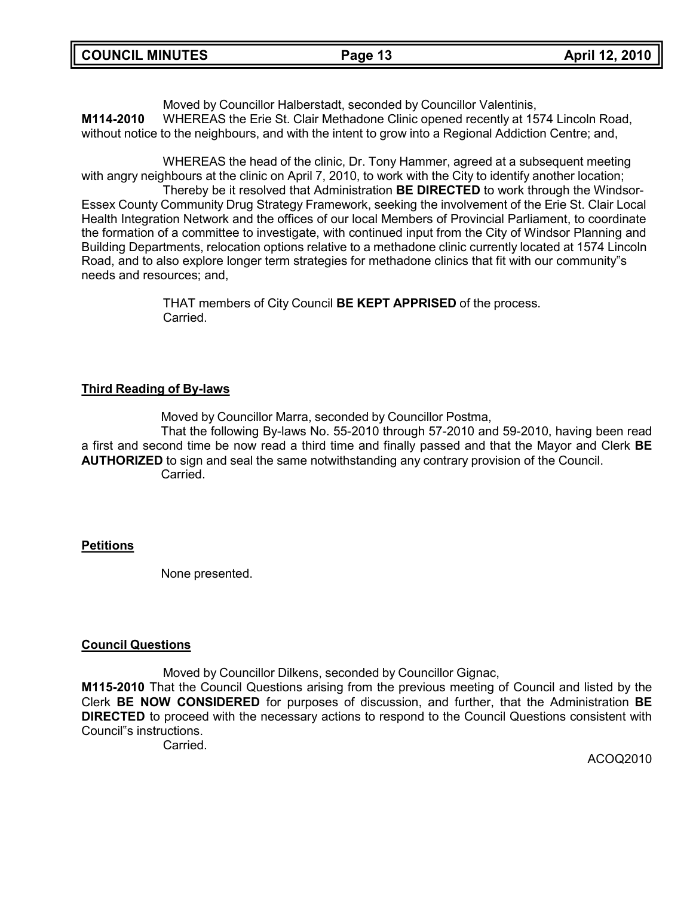Moved by Councillor Halberstadt, seconded by Councillor Valentinis,

**M114-2010** WHEREAS the Erie St. Clair Methadone Clinic opened recently at 1574 Lincoln Road, without notice to the neighbours, and with the intent to grow into a Regional Addiction Centre; and,

WHEREAS the head of the clinic, Dr. Tony Hammer, agreed at a subsequent meeting with angry neighbours at the clinic on April 7, 2010, to work with the City to identify another location;

Thereby be it resolved that Administration **BE DIRECTED** to work through the Windsor-Essex County Community Drug Strategy Framework, seeking the involvement of the Erie St. Clair Local Health Integration Network and the offices of our local Members of Provincial Parliament, to coordinate the formation of a committee to investigate, with continued input from the City of Windsor Planning and Building Departments, relocation options relative to a methadone clinic currently located at 1574 Lincoln Road, and to also explore longer term strategies for methadone clinics that fit with our community"s needs and resources; and,

THAT members of City Council **BE KEPT APPRISED** of the process.
Carried.

## Third Reading of By-laws

Moved by Councillor Marra, seconded by Councillor Postma,

That the following By-laws No. 55-2010 through 57-2010 and 59-2010, having been read a first and second time be now read a third time and finally passed and that the Mayor and Clerk **BE AUTHORIZED** to sign and seal the same notwithstanding any contrary provision of the Council.
Carried.

## Petitions

None presented.

## Council Questions

Moved by Councillor Dilkens, seconded by Councillor Gignac,

**M115-2010** That the Council Questions arising from the previous meeting of Council and listed by the Clerk **BE NOW CONSIDERED** for purposes of discussion, and further, that the Administration **BE DIRECTED** to proceed with the necessary actions to respond to the Council Questions consistent with Council"s instructions.
Carried.

ACOQ2010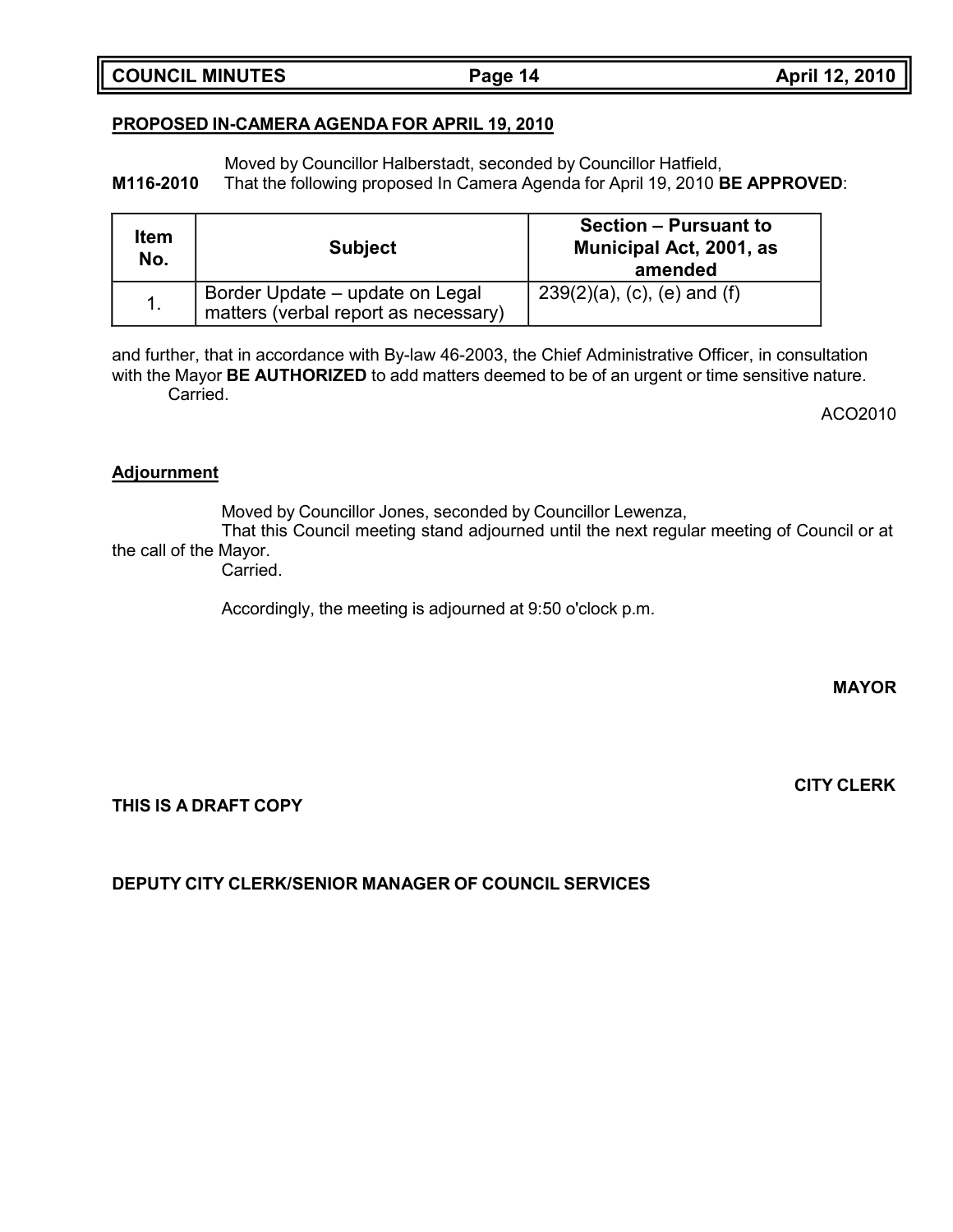**PROPOSED IN-CAMERA AGENDA FOR APRIL 19, 2010**

Moved by Councillor Halberstadt, seconded by Councillor Hatfield,

**M116-2010** That the following proposed In Camera Agenda for April 19, 2010 **BE APPROVED**:

| Item No. | Subject | Section – Pursuant to Municipal Act, 2001, as amended |
|---|---|---|
| 1. | Border Update – update on Legal matters (verbal report as necessary) | 239(2)(a), (c), (e) and (f) |

and further, that in accordance with By-law 46-2003, the Chief Administrative Officer, in consultation with the Mayor **BE AUTHORIZED** to add matters deemed to be of an urgent or time sensitive nature.
Carried.

ACO2010

**Adjournment**

Moved by Councillor Jones, seconded by Councillor Lewenza,
That this Council meeting stand adjourned until the next regular meeting of Council or at the call of the Mayor.
Carried.

Accordingly, the meeting is adjourned at 9:50 o'clock p.m.

**MAYOR**

**CITY CLERK**

**THIS IS A DRAFT COPY**

**DEPUTY CITY CLERK/SENIOR MANAGER OF COUNCIL SERVICES**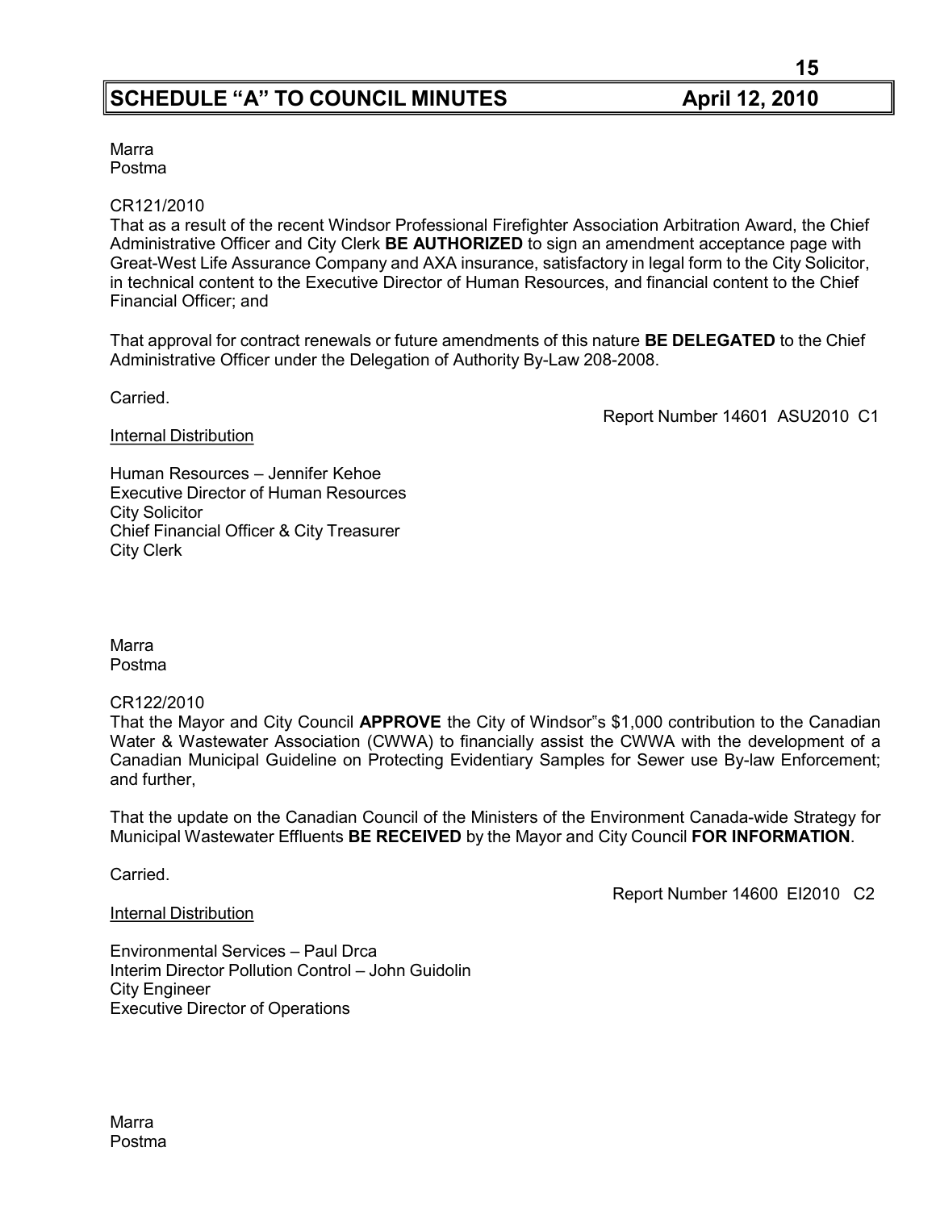Marra
Postma

CR121/2010
That as a result of the recent Windsor Professional Firefighter Association Arbitration Award, the Chief Administrative Officer and City Clerk **BE AUTHORIZED** to sign an amendment acceptance page with Great-West Life Assurance Company and AXA insurance, satisfactory in legal form to the City Solicitor, in technical content to the Executive Director of Human Resources, and financial content to the Chief Financial Officer; and

That approval for contract renewals or future amendments of this nature **BE DELEGATED** to the Chief Administrative Officer under the Delegation of Authority By-Law 208-2008.

Carried.

Report Number 14601 ASU2010 C1

Internal Distribution

Human Resources – Jennifer Kehoe
Executive Director of Human Resources
City Solicitor
Chief Financial Officer & City Treasurer
City Clerk

Marra
Postma

CR122/2010
That the Mayor and City Council **APPROVE** the City of Windsor"s $1,000 contribution to the Canadian Water & Wastewater Association (CWWA) to financially assist the CWWA with the development of a Canadian Municipal Guideline on Protecting Evidentiary Samples for Sewer use By-law Enforcement; and further,

That the update on the Canadian Council of the Ministers of the Environment Canada-wide Strategy for Municipal Wastewater Effluents **BE RECEIVED** by the Mayor and City Council **FOR INFORMATION**.

Carried.

Report Number 14600 EI2010 C2

Internal Distribution

Environmental Services – Paul Drca
Interim Director Pollution Control – John Guidolin
City Engineer
Executive Director of Operations

Marra
Postma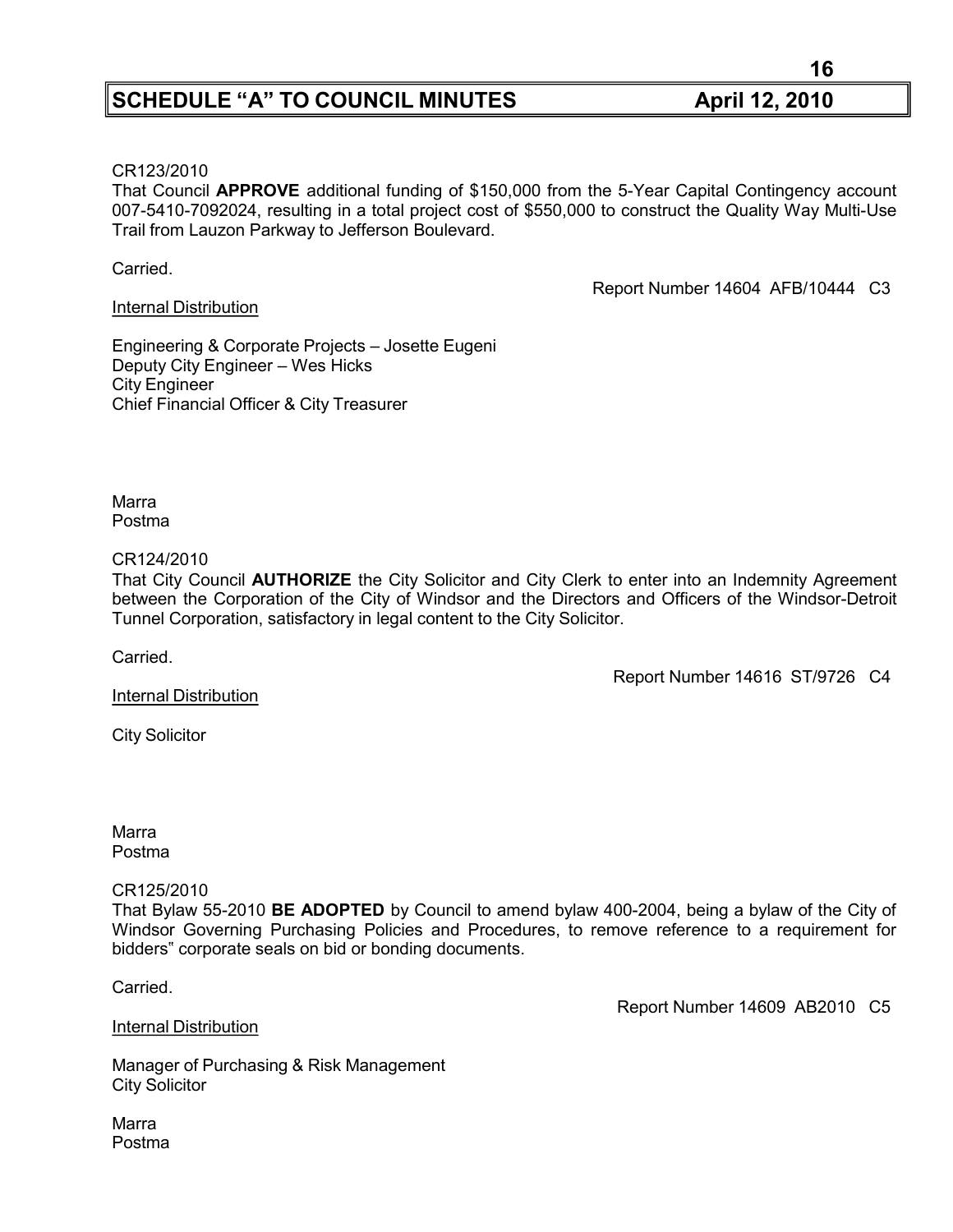CR123/2010
That Council **APPROVE** additional funding of $150,000 from the 5-Year Capital Contingency account 007-5410-7092024, resulting in a total project cost of $550,000 to construct the Quality Way Multi-Use Trail from Lauzon Parkway to Jefferson Boulevard.

Carried.

Report Number 14604 AFB/10444 C3

Internal Distribution

Engineering & Corporate Projects – Josette Eugeni
Deputy City Engineer – Wes Hicks
City Engineer
Chief Financial Officer & City Treasurer

Marra
Postma

CR124/2010
That City Council **AUTHORIZE** the City Solicitor and City Clerk to enter into an Indemnity Agreement between the Corporation of the City of Windsor and the Directors and Officers of the Windsor-Detroit Tunnel Corporation, satisfactory in legal content to the City Solicitor.

Carried.

Report Number 14616 ST/9726 C4

Internal Distribution

City Solicitor

Marra
Postma

CR125/2010
That Bylaw 55-2010 **BE ADOPTED** by Council to amend bylaw 400-2004, being a bylaw of the City of Windsor Governing Purchasing Policies and Procedures, to remove reference to a requirement for bidders" corporate seals on bid or bonding documents.

Carried.

Report Number 14609 AB2010 C5

Internal Distribution

Manager of Purchasing & Risk Management
City Solicitor

Marra
Postma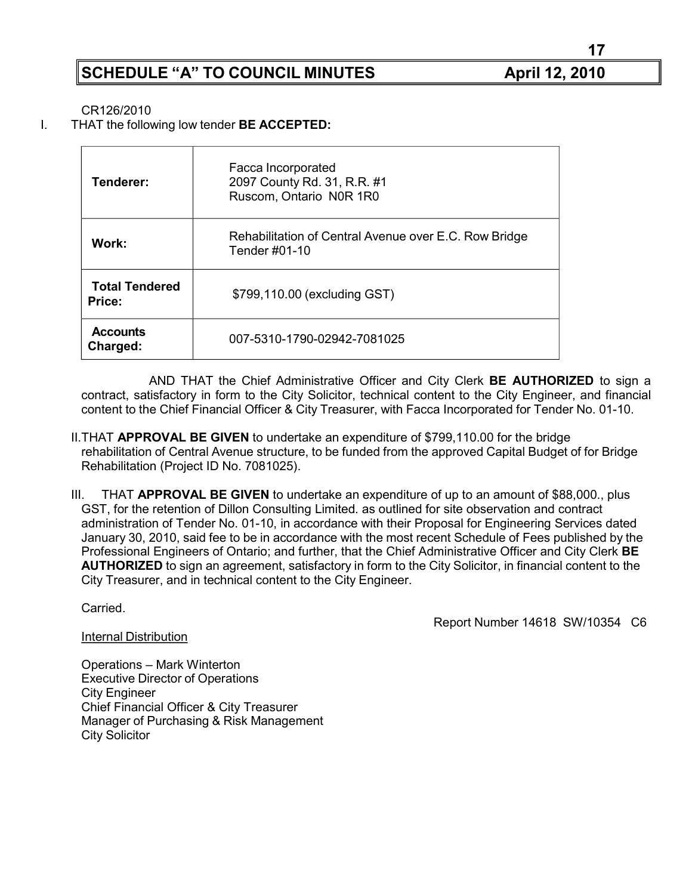## SCHEDULE "A" TO COUNCIL MINUTES April 12, 2010

CR126/2010

I. THAT the following low tender **BE ACCEPTED:**

| | |
|---|---|
| **Tenderer:** | Facca Incorporated<br>2097 County Rd. 31, R.R. #1<br>Ruscom, Ontario N0R 1R0 |
| **Work:** | Rehabilitation of Central Avenue over E.C. Row Bridge<br>Tender #01-10 |
| **Total Tendered Price:** | $799,110.00 (excluding GST) |
| **Accounts Charged:** | 007-5310-1790-02942-7081025 |

AND THAT the Chief Administrative Officer and City Clerk **BE AUTHORIZED** to sign a contract, satisfactory in form to the City Solicitor, technical content to the City Engineer, and financial content to the Chief Financial Officer & City Treasurer, with Facca Incorporated for Tender No. 01-10.

II. THAT **APPROVAL BE GIVEN** to undertake an expenditure of $799,110.00 for the bridge rehabilitation of Central Avenue structure, to be funded from the approved Capital Budget of for Bridge Rehabilitation (Project ID No. 7081025).

III. THAT **APPROVAL BE GIVEN** to undertake an expenditure of up to an amount of $88,000., plus GST, for the retention of Dillon Consulting Limited. as outlined for site observation and contract administration of Tender No. 01-10, in accordance with their Proposal for Engineering Services dated January 30, 2010, said fee to be in accordance with the most recent Schedule of Fees published by the Professional Engineers of Ontario; and further, that the Chief Administrative Officer and City Clerk **BE AUTHORIZED** to sign an agreement, satisfactory in form to the City Solicitor, in financial content to the City Treasurer, and in technical content to the City Engineer.

Carried.

Report Number 14618 SW/10354 C6

Internal Distribution

Operations – Mark Winterton
Executive Director of Operations
City Engineer
Chief Financial Officer & City Treasurer
Manager of Purchasing & Risk Management
City Solicitor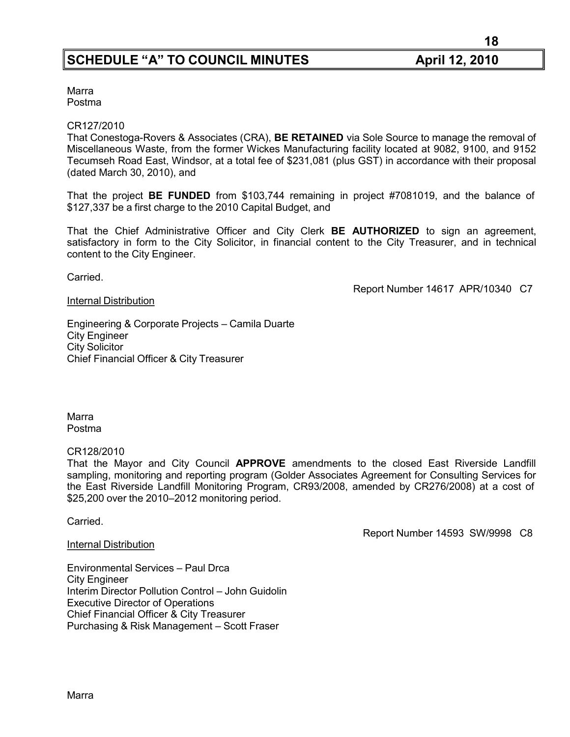Marra
Postma

CR127/2010
That Conestoga-Rovers & Associates (CRA), **BE RETAINED** via Sole Source to manage the removal of Miscellaneous Waste, from the former Wickes Manufacturing facility located at 9082, 9100, and 9152 Tecumseh Road East, Windsor, at a total fee of $231,081 (plus GST) in accordance with their proposal (dated March 30, 2010), and

That the project **BE FUNDED** from $103,744 remaining in project #7081019, and the balance of $127,337 be a first charge to the 2010 Capital Budget, and

That the Chief Administrative Officer and City Clerk **BE AUTHORIZED** to sign an agreement, satisfactory in form to the City Solicitor, in financial content to the City Treasurer, and in technical content to the City Engineer.

Carried.

Report Number 14617 APR/10340 C7

Internal Distribution

Engineering & Corporate Projects – Camila Duarte
City Engineer
City Solicitor
Chief Financial Officer & City Treasurer

Marra
Postma

CR128/2010
That the Mayor and City Council **APPROVE** amendments to the closed East Riverside Landfill sampling, monitoring and reporting program (Golder Associates Agreement for Consulting Services for the East Riverside Landfill Monitoring Program, CR93/2008, amended by CR276/2008) at a cost of $25,200 over the 2010–2012 monitoring period.

Carried.

Report Number 14593 SW/9998 C8

Internal Distribution

Environmental Services – Paul Drca
City Engineer
Interim Director Pollution Control – John Guidolin
Executive Director of Operations
Chief Financial Officer & City Treasurer
Purchasing & Risk Management – Scott Fraser

Marra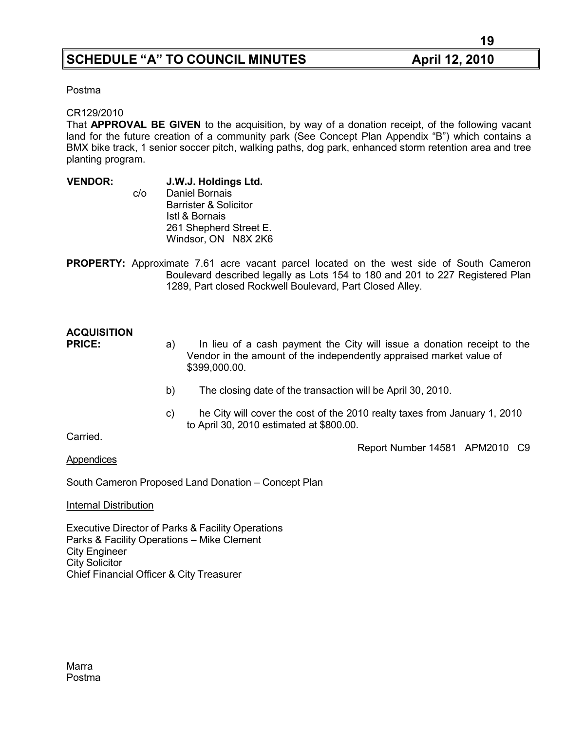Postma

CR129/2010
That **APPROVAL BE GIVEN** to the acquisition, by way of a donation receipt, of the following vacant land for the future creation of a community park (See Concept Plan Appendix "B") which contains a BMX bike track, 1 senior soccer pitch, walking paths, dog park, enhanced storm retention area and tree planting program.

**VENDOR:** **J.W.J. Holdings Ltd.**
c/o Daniel Bornais
Barrister & Solicitor
Istl & Bornais
261 Shepherd Street E.
Windsor, ON N8X 2K6

**PROPERTY:** Approximate 7.61 acre vacant parcel located on the west side of South Cameron Boulevard described legally as Lots 154 to 180 and 201 to 227 Registered Plan 1289, Part closed Rockwell Boulevard, Part Closed Alley.

**ACQUISITION PRICE:**

a) In lieu of a cash payment the City will issue a donation receipt to the Vendor in the amount of the independently appraised market value of $399,000.00.

b) The closing date of the transaction will be April 30, 2010.

c) he City will cover the cost of the 2010 realty taxes from January 1, 2010 to April 30, 2010 estimated at $800.00.

Carried.

Report Number 14581 APM2010 C9

Appendices

South Cameron Proposed Land Donation – Concept Plan

Internal Distribution

Executive Director of Parks & Facility Operations
Parks & Facility Operations – Mike Clement
City Engineer
City Solicitor
Chief Financial Officer & City Treasurer

Marra
Postma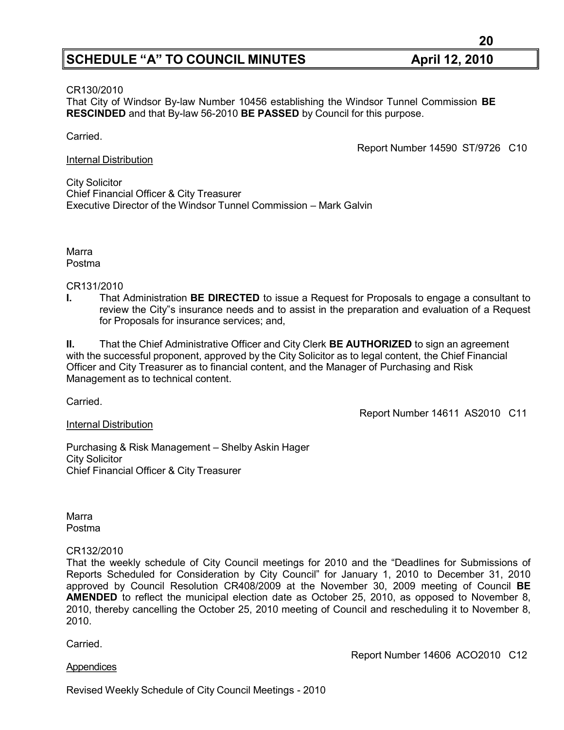CR130/2010
That City of Windsor By-law Number 10456 establishing the Windsor Tunnel Commission **BE RESCINDED** and that By-law 56-2010 **BE PASSED** by Council for this purpose.

Carried.

Report Number 14590 ST/9726 C10

Internal Distribution

City Solicitor
Chief Financial Officer & City Treasurer
Executive Director of the Windsor Tunnel Commission – Mark Galvin

Marra
Postma

CR131/2010

**I.** That Administration **BE DIRECTED** to issue a Request for Proposals to engage a consultant to review the City"s insurance needs and to assist in the preparation and evaluation of a Request for Proposals for insurance services; and,

**II.** That the Chief Administrative Officer and City Clerk **BE AUTHORIZED** to sign an agreement with the successful proponent, approved by the City Solicitor as to legal content, the Chief Financial Officer and City Treasurer as to financial content, and the Manager of Purchasing and Risk Management as to technical content.

Carried.

Report Number 14611 AS2010 C11

Internal Distribution

Purchasing & Risk Management – Shelby Askin Hager
City Solicitor
Chief Financial Officer & City Treasurer

Marra
Postma

CR132/2010
That the weekly schedule of City Council meetings for 2010 and the "Deadlines for Submissions of Reports Scheduled for Consideration by City Council" for January 1, 2010 to December 31, 2010 approved by Council Resolution CR408/2009 at the November 30, 2009 meeting of Council **BE AMENDED** to reflect the municipal election date as October 25, 2010, as opposed to November 8, 2010, thereby cancelling the October 25, 2010 meeting of Council and rescheduling it to November 8, 2010.

Carried.

Report Number 14606 ACO2010 C12

Appendices

Revised Weekly Schedule of City Council Meetings - 2010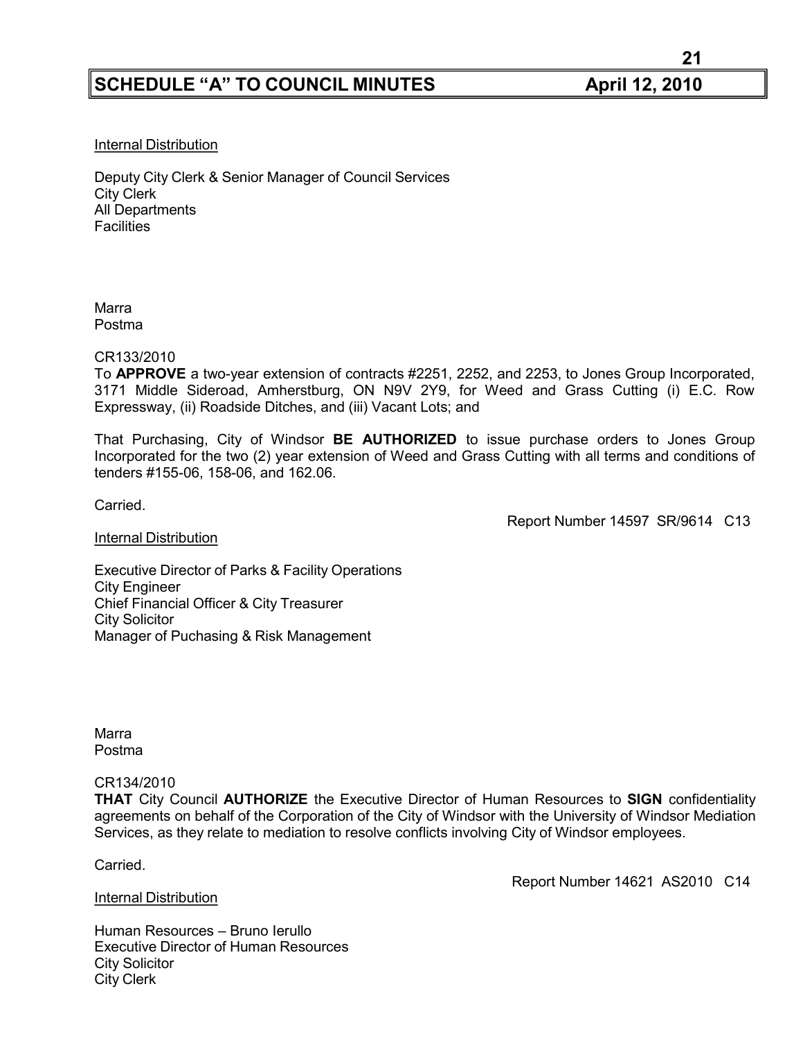Internal Distribution

Deputy City Clerk & Senior Manager of Council Services
City Clerk
All Departments
Facilities

Marra
Postma

CR133/2010
To **APPROVE** a two-year extension of contracts #2251, 2252, and 2253, to Jones Group Incorporated, 3171 Middle Sideroad, Amherstburg, ON N9V 2Y9, for Weed and Grass Cutting (i) E.C. Row Expressway, (ii) Roadside Ditches, and (iii) Vacant Lots; and

That Purchasing, City of Windsor **BE AUTHORIZED** to issue purchase orders to Jones Group Incorporated for the two (2) year extension of Weed and Grass Cutting with all terms and conditions of tenders #155-06, 158-06, and 162.06.

Carried.

Report Number 14597 SR/9614 C13

Internal Distribution

Executive Director of Parks & Facility Operations
City Engineer
Chief Financial Officer & City Treasurer
City Solicitor
Manager of Puchasing & Risk Management

Marra
Postma

CR134/2010
**THAT** City Council **AUTHORIZE** the Executive Director of Human Resources to **SIGN** confidentiality agreements on behalf of the Corporation of the City of Windsor with the University of Windsor Mediation Services, as they relate to mediation to resolve conflicts involving City of Windsor employees.

Carried.

Report Number 14621 AS2010 C14

Internal Distribution

Human Resources – Bruno Ierullo
Executive Director of Human Resources
City Solicitor
City Clerk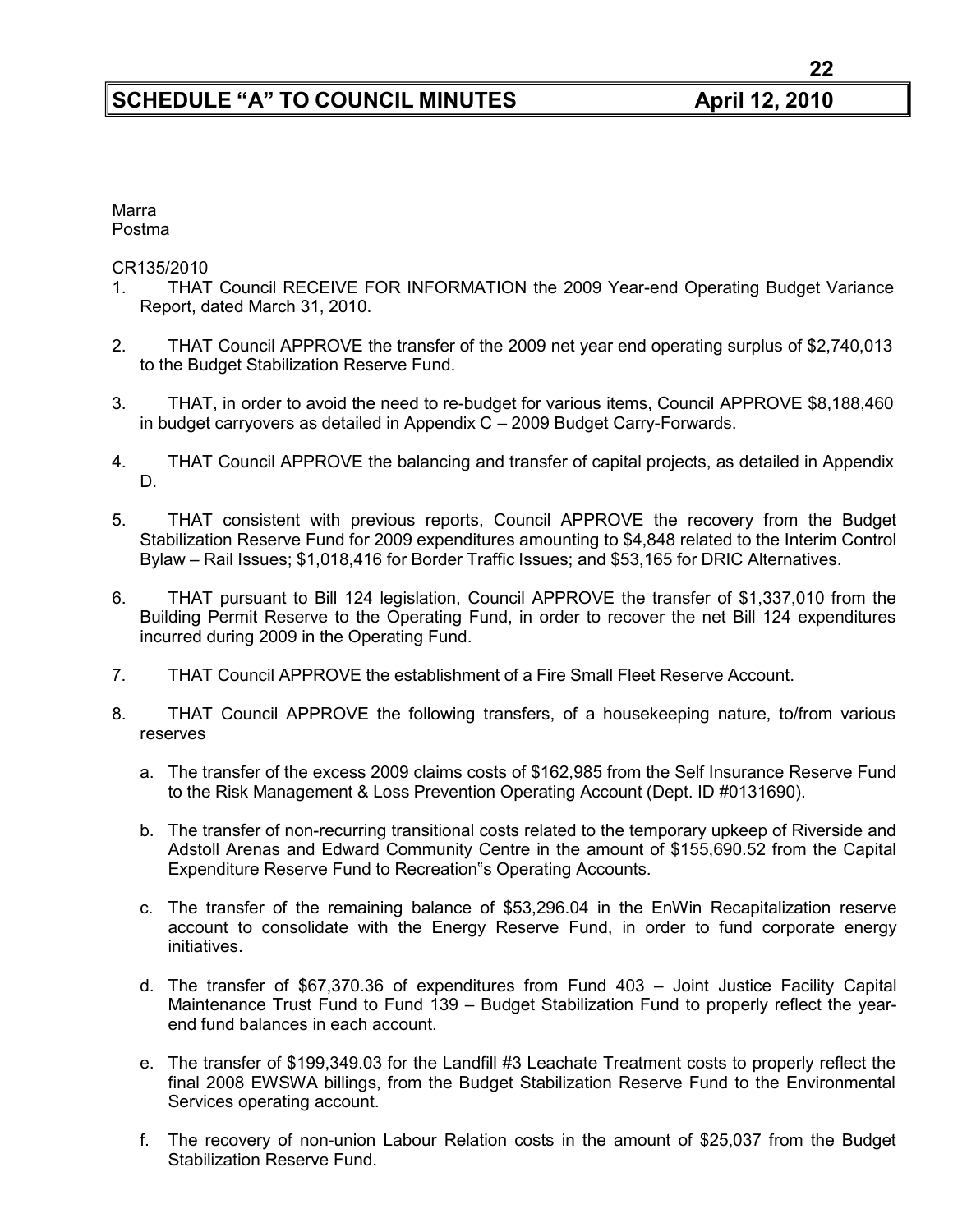Marra
Postma

CR135/2010

1. THAT Council RECEIVE FOR INFORMATION the 2009 Year-end Operating Budget Variance Report, dated March 31, 2010.

2. THAT Council APPROVE the transfer of the 2009 net year end operating surplus of $2,740,013 to the Budget Stabilization Reserve Fund.

3. THAT, in order to avoid the need to re-budget for various items, Council APPROVE $8,188,460 in budget carryovers as detailed in Appendix C – 2009 Budget Carry-Forwards.

4. THAT Council APPROVE the balancing and transfer of capital projects, as detailed in Appendix D.

5. THAT consistent with previous reports, Council APPROVE the recovery from the Budget Stabilization Reserve Fund for 2009 expenditures amounting to $4,848 related to the Interim Control Bylaw – Rail Issues; $1,018,416 for Border Traffic Issues; and $53,165 for DRIC Alternatives.

6. THAT pursuant to Bill 124 legislation, Council APPROVE the transfer of $1,337,010 from the Building Permit Reserve to the Operating Fund, in order to recover the net Bill 124 expenditures incurred during 2009 in the Operating Fund.

7. THAT Council APPROVE the establishment of a Fire Small Fleet Reserve Account.

8. THAT Council APPROVE the following transfers, of a housekeeping nature, to/from various reserves

   a. The transfer of the excess 2009 claims costs of $162,985 from the Self Insurance Reserve Fund to the Risk Management & Loss Prevention Operating Account (Dept. ID #0131690).

   b. The transfer of non-recurring transitional costs related to the temporary upkeep of Riverside and Adstoll Arenas and Edward Community Centre in the amount of $155,690.52 from the Capital Expenditure Reserve Fund to Recreation"s Operating Accounts.

   c. The transfer of the remaining balance of $53,296.04 in the EnWin Recapitalization reserve account to consolidate with the Energy Reserve Fund, in order to fund corporate energy initiatives.

   d. The transfer of $67,370.36 of expenditures from Fund 403 – Joint Justice Facility Capital Maintenance Trust Fund to Fund 139 – Budget Stabilization Fund to properly reflect the year-end fund balances in each account.

   e. The transfer of $199,349.03 for the Landfill #3 Leachate Treatment costs to properly reflect the final 2008 EWSWA billings, from the Budget Stabilization Reserve Fund to the Environmental Services operating account.

   f. The recovery of non-union Labour Relation costs in the amount of $25,037 from the Budget Stabilization Reserve Fund.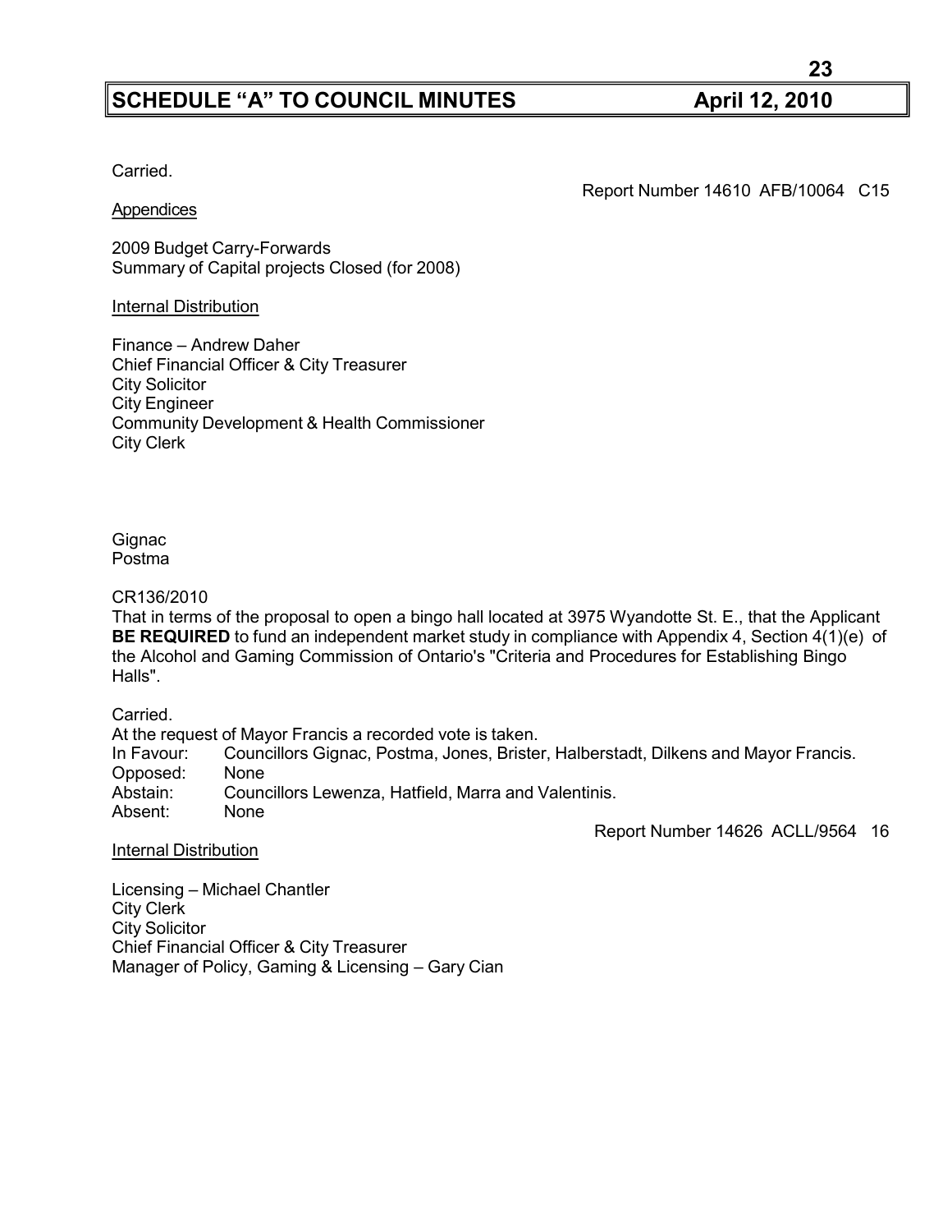Carried.

Report Number 14610 AFB/10064 C15

Appendices

2009 Budget Carry-Forwards
Summary of Capital projects Closed (for 2008)

Internal Distribution

Finance – Andrew Daher
Chief Financial Officer & City Treasurer
City Solicitor
City Engineer
Community Development & Health Commissioner
City Clerk

Gignac
Postma

CR136/2010
That in terms of the proposal to open a bingo hall located at 3975 Wyandotte St. E., that the Applicant **BE REQUIRED** to fund an independent market study in compliance with Appendix 4, Section 4(1)(e) of the Alcohol and Gaming Commission of Ontario's "Criteria and Procedures for Establishing Bingo Halls".

Carried.
At the request of Mayor Francis a recorded vote is taken.
In Favour: Councillors Gignac, Postma, Jones, Brister, Halberstadt, Dilkens and Mayor Francis.
Opposed: None
Abstain: Councillors Lewenza, Hatfield, Marra and Valentinis.
Absent: None

Report Number 14626 ACLL/9564 16

Internal Distribution

Licensing – Michael Chantler
City Clerk
City Solicitor
Chief Financial Officer & City Treasurer
Manager of Policy, Gaming & Licensing – Gary Cian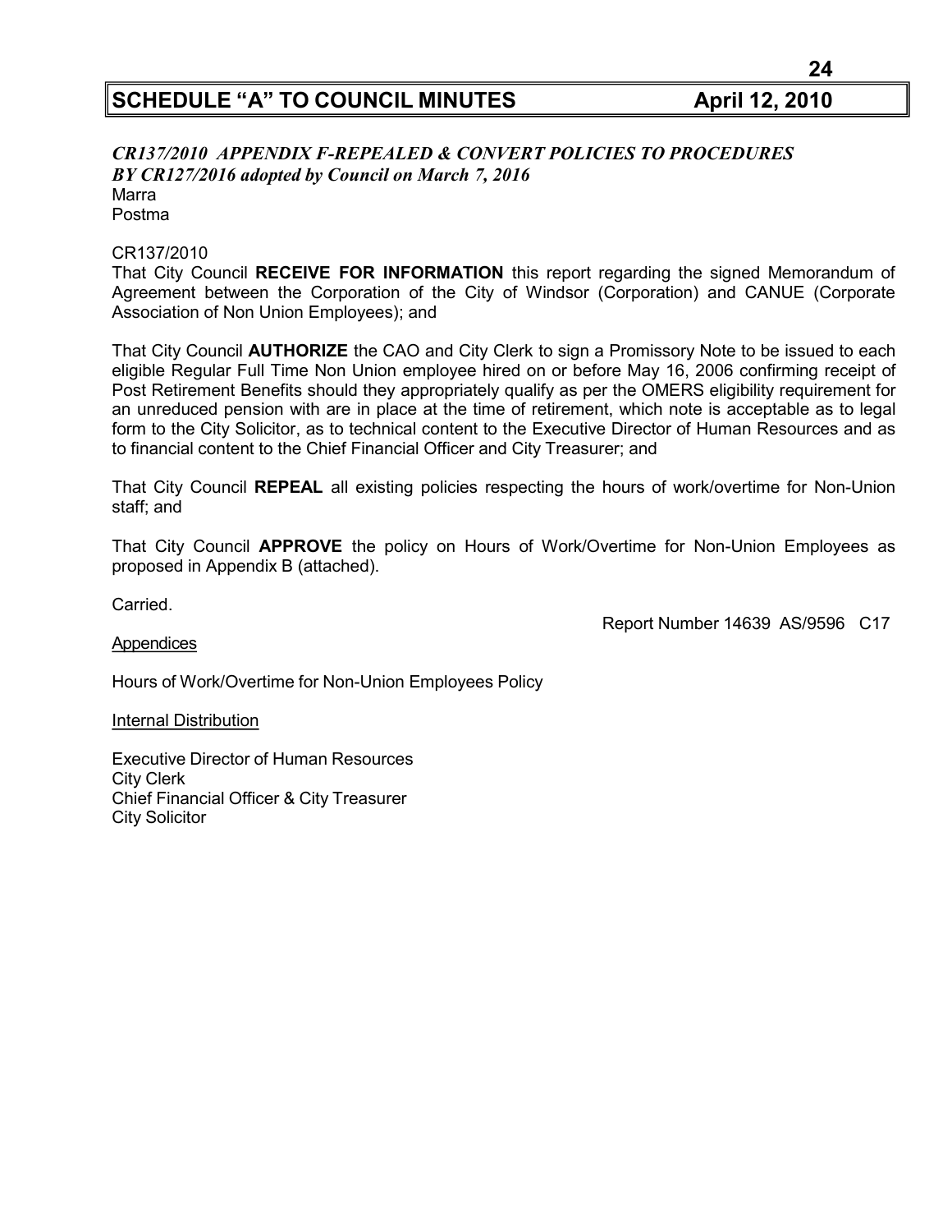*CR137/2010 APPENDIX F-REPEALED & CONVERT POLICIES TO PROCEDURES BY CR127/2016 adopted by Council on March 7, 2016*

Marra
Postma

CR137/2010

That City Council **RECEIVE FOR INFORMATION** this report regarding the signed Memorandum of Agreement between the Corporation of the City of Windsor (Corporation) and CANUE (Corporate Association of Non Union Employees); and

That City Council **AUTHORIZE** the CAO and City Clerk to sign a Promissory Note to be issued to each eligible Regular Full Time Non Union employee hired on or before May 16, 2006 confirming receipt of Post Retirement Benefits should they appropriately qualify as per the OMERS eligibility requirement for an unreduced pension with are in place at the time of retirement, which note is acceptable as to legal form to the City Solicitor, as to technical content to the Executive Director of Human Resources and as to financial content to the Chief Financial Officer and City Treasurer; and

That City Council **REPEAL** all existing policies respecting the hours of work/overtime for Non-Union staff; and

That City Council **APPROVE** the policy on Hours of Work/Overtime for Non-Union Employees as proposed in Appendix B (attached).

Carried.

Report Number 14639 AS/9596 C17

Appendices

Hours of Work/Overtime for Non-Union Employees Policy

Internal Distribution

Executive Director of Human Resources
City Clerk
Chief Financial Officer & City Treasurer
City Solicitor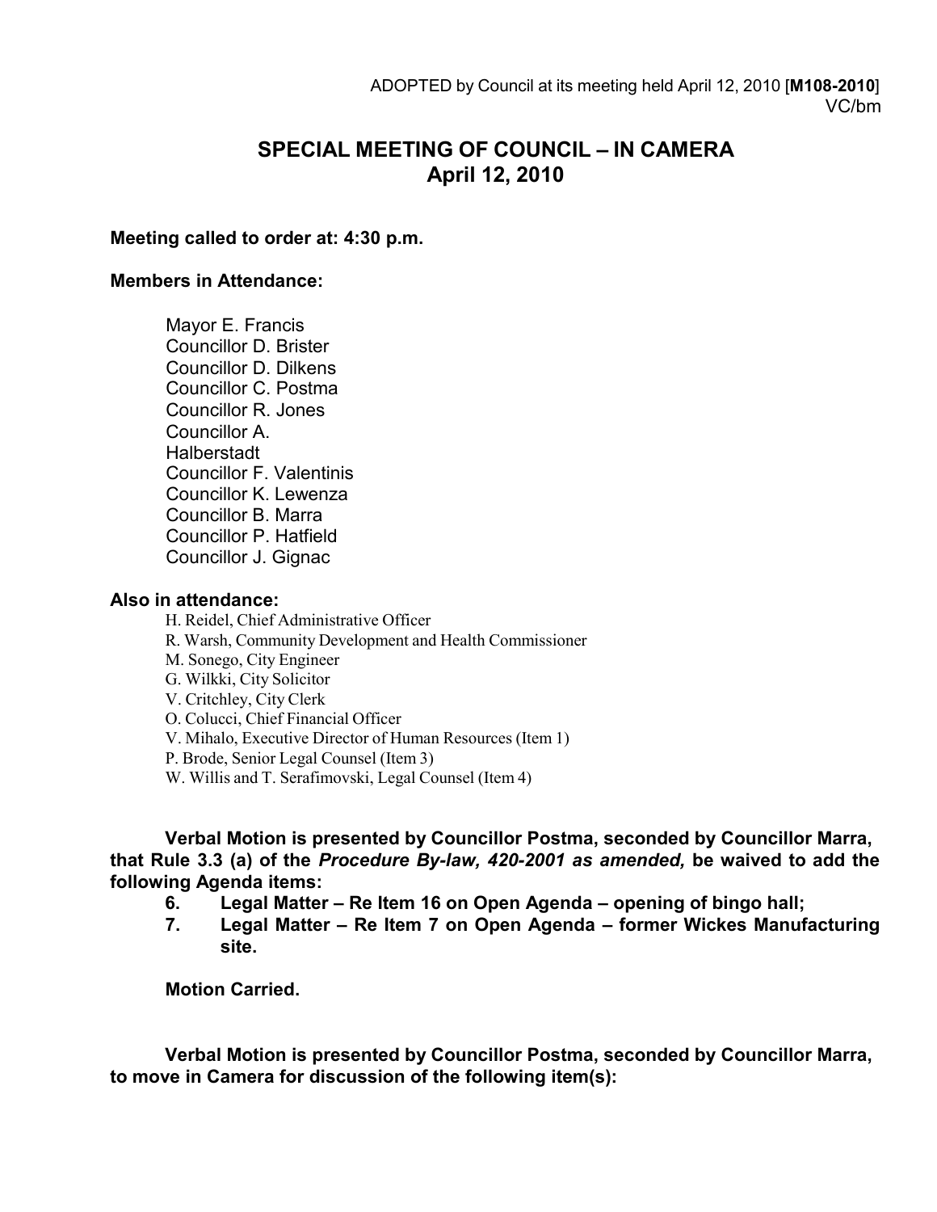ADOPTED by Council at its meeting held April 12, 2010 [**M108-2010**]
VC/bm

# SPECIAL MEETING OF COUNCIL – IN CAMERA
## April 12, 2010

**Meeting called to order at: 4:30 p.m.**

**Members in Attendance:**

Mayor E. Francis
Councillor D. Brister
Councillor D. Dilkens
Councillor C. Postma
Councillor R. Jones
Councillor A. Halberstadt
Councillor F. Valentinis
Councillor K. Lewenza
Councillor B. Marra
Councillor P. Hatfield
Councillor J. Gignac

**Also in attendance:**

H. Reidel, Chief Administrative Officer
R. Warsh, Community Development and Health Commissioner
M. Sonego, City Engineer
G. Wilkki, City Solicitor
V. Critchley, City Clerk
O. Colucci, Chief Financial Officer
V. Mihalo, Executive Director of Human Resources (Item 1)
P. Brode, Senior Legal Counsel (Item 3)
W. Willis and T. Serafimovski, Legal Counsel (Item 4)

**Verbal Motion is presented by Councillor Postma, seconded by Councillor Marra, that Rule 3.3 (a) of the *Procedure By-law, 420-2001 as amended,* be waived to add the following Agenda items:**

6. **Legal Matter – Re Item 16 on Open Agenda – opening of bingo hall;**
7. **Legal Matter – Re Item 7 on Open Agenda – former Wickes Manufacturing site.**

**Motion Carried.**

**Verbal Motion is presented by Councillor Postma, seconded by Councillor Marra, to move in Camera for discussion of the following item(s):**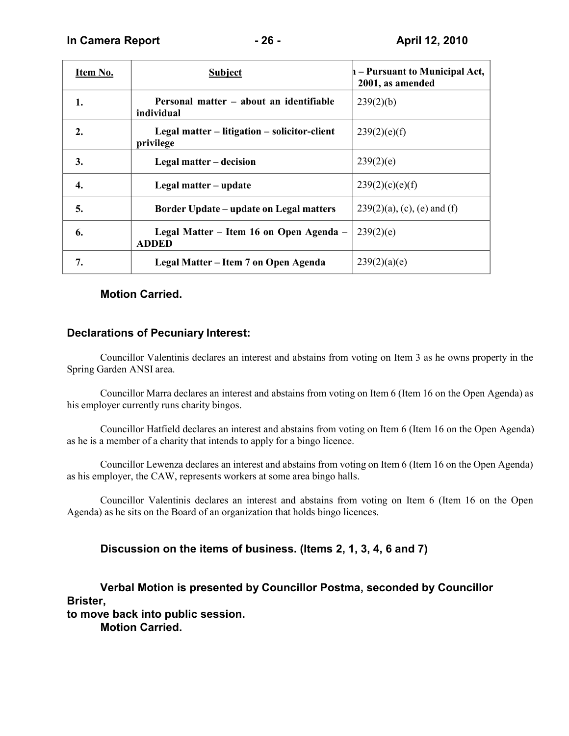| Item No. | Subject | n – Pursuant to Municipal Act, 2001, as amended |
|---|---|---|
| 1. | **Personal matter – about an identifiable individual** | 239(2)(b) |
| 2. | **Legal matter – litigation – solicitor-client privilege** | 239(2)(e)(f) |
| 3. | **Legal matter – decision** | 239(2)(e) |
| 4. | **Legal matter – update** | 239(2)(c)(e)(f) |
| 5. | **Border Update – update on Legal matters** | 239(2)(a), (c), (e) and (f) |
| 6. | **Legal Matter – Item 16 on Open Agenda – ADDED** | 239(2)(e) |
| 7. | **Legal Matter – Item 7 on Open Agenda** | 239(2)(a)(e) |

**Motion Carried.**

### Declarations of Pecuniary Interest:

Councillor Valentinis declares an interest and abstains from voting on Item 3 as he owns property in the Spring Garden ANSI area.

Councillor Marra declares an interest and abstains from voting on Item 6 (Item 16 on the Open Agenda) as his employer currently runs charity bingos.

Councillor Hatfield declares an interest and abstains from voting on Item 6 (Item 16 on the Open Agenda) as he is a member of a charity that intends to apply for a bingo licence.

Councillor Lewenza declares an interest and abstains from voting on Item 6 (Item 16 on the Open Agenda) as his employer, the CAW, represents workers at some area bingo halls.

Councillor Valentinis declares an interest and abstains from voting on Item 6 (Item 16 on the Open Agenda) as he sits on the Board of an organization that holds bingo licences.

**Discussion on the items of business. (Items 2, 1, 3, 4, 6 and 7)**

**Verbal Motion is presented by Councillor Postma, seconded by Councillor Brister, to move back into public session.**

**Motion Carried.**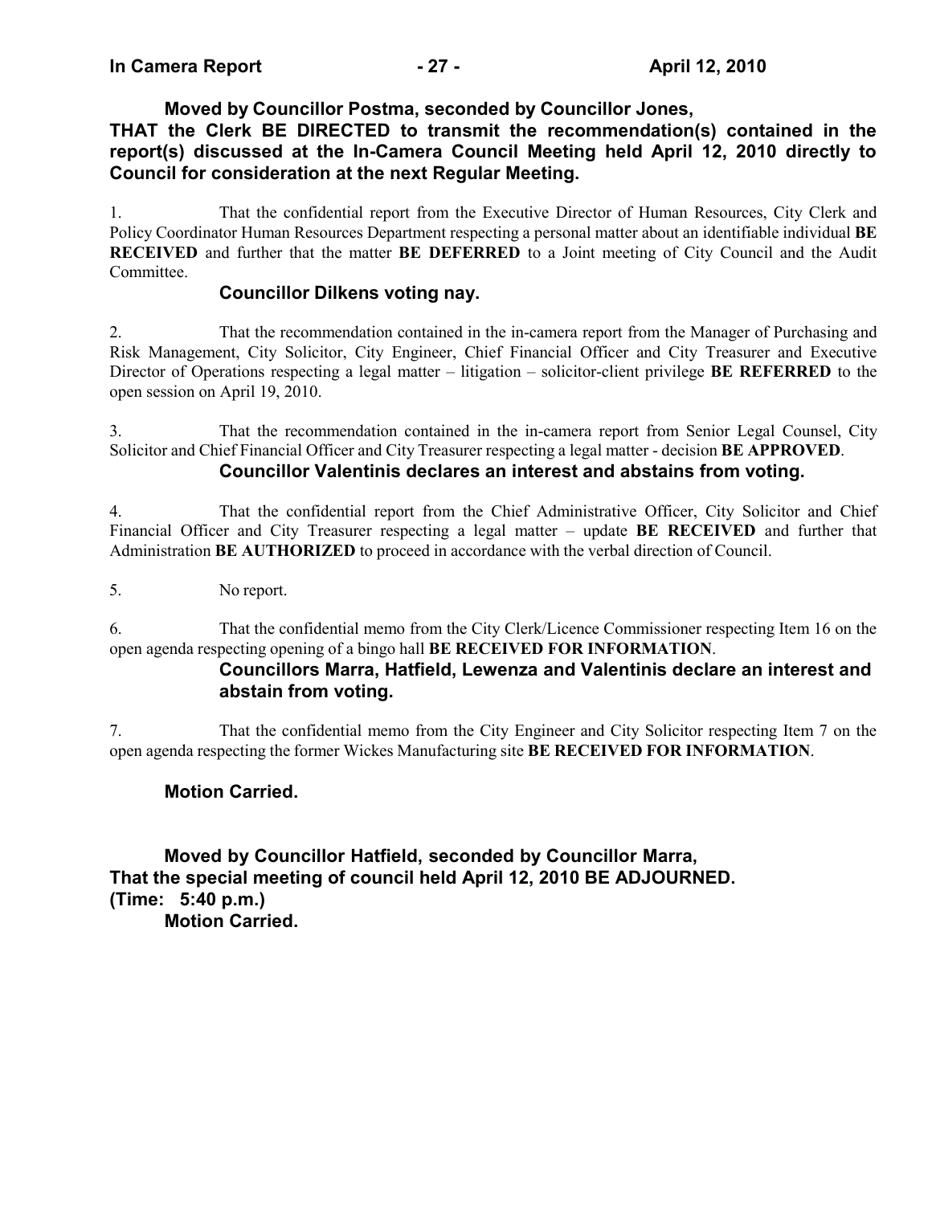**Moved by Councillor Postma, seconded by Councillor Jones,**
**THAT the Clerk BE DIRECTED to transmit the recommendation(s) contained in the report(s) discussed at the In-Camera Council Meeting held April 12, 2010 directly to Council for consideration at the next Regular Meeting.**

1. That the confidential report from the Executive Director of Human Resources, City Clerk and Policy Coordinator Human Resources Department respecting a personal matter about an identifiable individual **BE RECEIVED** and further that the matter **BE DEFERRED** to a Joint meeting of City Council and the Audit Committee.

   **Councillor Dilkens voting nay.**

2. That the recommendation contained in the in-camera report from the Manager of Purchasing and Risk Management, City Solicitor, City Engineer, Chief Financial Officer and City Treasurer and Executive Director of Operations respecting a legal matter – litigation – solicitor-client privilege **BE REFERRED** to the open session on April 19, 2010.

3. That the recommendation contained in the in-camera report from Senior Legal Counsel, City Solicitor and Chief Financial Officer and City Treasurer respecting a legal matter - decision **BE APPROVED**.

   **Councillor Valentinis declares an interest and abstains from voting.**

4. That the confidential report from the Chief Administrative Officer, City Solicitor and Chief Financial Officer and City Treasurer respecting a legal matter – update **BE RECEIVED** and further that Administration **BE AUTHORIZED** to proceed in accordance with the verbal direction of Council.

5. No report.

6. That the confidential memo from the City Clerk/Licence Commissioner respecting Item 16 on the open agenda respecting opening of a bingo hall **BE RECEIVED FOR INFORMATION**.

   **Councillors Marra, Hatfield, Lewenza and Valentinis declare an interest and abstain from voting.**

7. That the confidential memo from the City Engineer and City Solicitor respecting Item 7 on the open agenda respecting the former Wickes Manufacturing site **BE RECEIVED FOR INFORMATION**.

**Motion Carried.**

**Moved by Councillor Hatfield, seconded by Councillor Marra,**
**That the special meeting of council held April 12, 2010 BE ADJOURNED.**
**(Time: 5:40 p.m.)**
**Motion Carried.**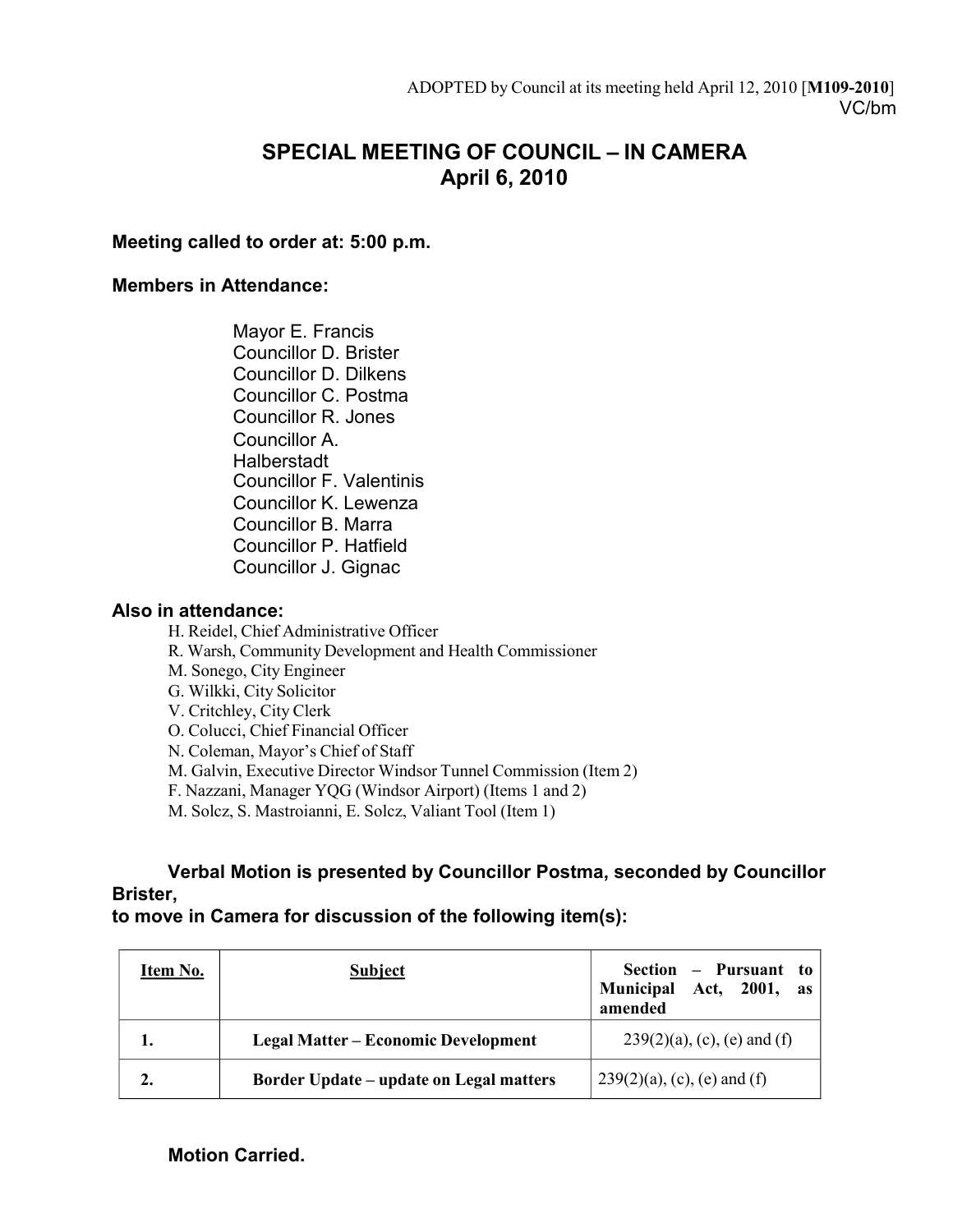ADOPTED by Council at its meeting held April 12, 2010 [**M109-2010**]
VC/bm

# SPECIAL MEETING OF COUNCIL – IN CAMERA
## April 6, 2010

**Meeting called to order at: 5:00 p.m.**

**Members in Attendance:**

Mayor E. Francis
Councillor D. Brister
Councillor D. Dilkens
Councillor C. Postma
Councillor R. Jones
Councillor A. Halberstadt
Councillor F. Valentinis
Councillor K. Lewenza
Councillor B. Marra
Councillor P. Hatfield
Councillor J. Gignac

**Also in attendance:**

H. Reidel, Chief Administrative Officer
R. Warsh, Community Development and Health Commissioner
M. Sonego, City Engineer
G. Wilkki, City Solicitor
V. Critchley, City Clerk
O. Colucci, Chief Financial Officer
N. Coleman, Mayor's Chief of Staff
M. Galvin, Executive Director Windsor Tunnel Commission (Item 2)
F. Nazzani, Manager YQG (Windsor Airport) (Items 1 and 2)
M. Solcz, S. Mastroianni, E. Solcz, Valiant Tool (Item 1)

**Verbal Motion is presented by Councillor Postma, seconded by Councillor Brister,
to move in Camera for discussion of the following item(s):**

| Item No. | Subject | Section – Pursuant to Municipal Act, 2001, as amended |
|---|---|---|
| 1. | Legal Matter – Economic Development | 239(2)(a), (c), (e) and (f) |
| 2. | Border Update – update on Legal matters | 239(2)(a), (c), (e) and (f) |

**Motion Carried.**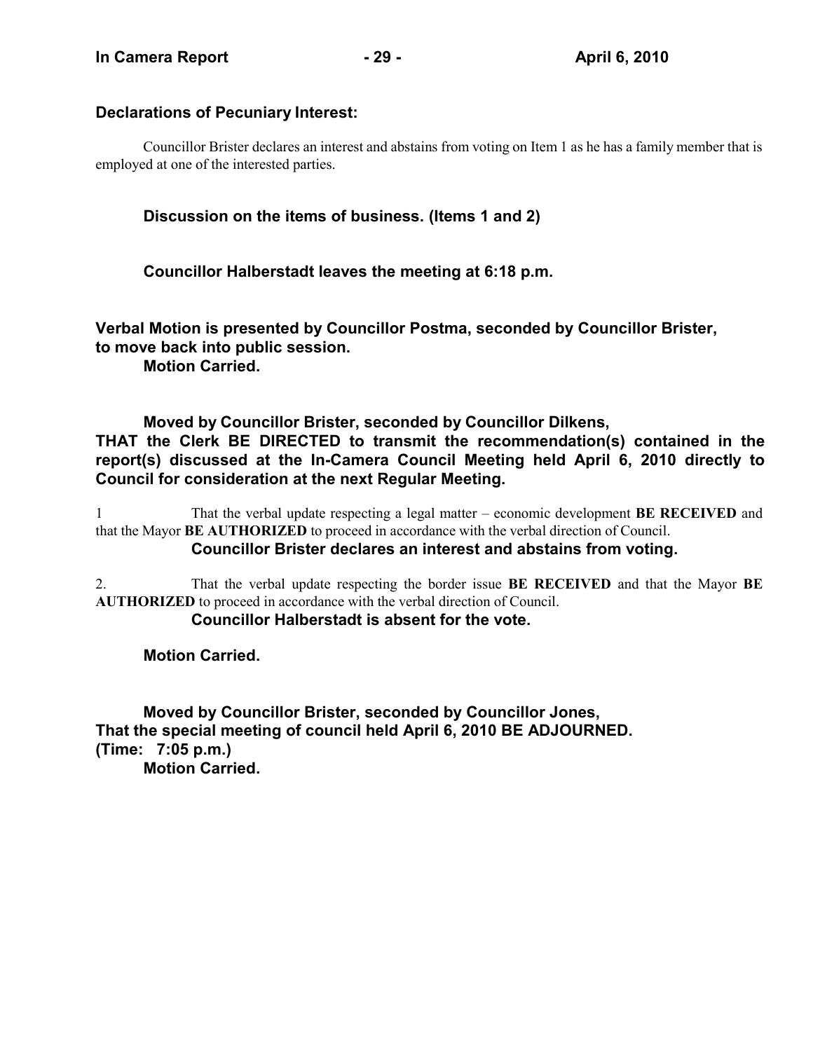**Declarations of Pecuniary Interest:**

Councillor Brister declares an interest and abstains from voting on Item 1 as he has a family member that is employed at one of the interested parties.

**Discussion on the items of business. (Items 1 and 2)**

**Councillor Halberstadt leaves the meeting at 6:18 p.m.**

**Verbal Motion is presented by Councillor Postma, seconded by Councillor Brister, to move back into public session.**
**Motion Carried.**

**Moved by Councillor Brister, seconded by Councillor Dilkens,**
**THAT the Clerk BE DIRECTED to transmit the recommendation(s) contained in the report(s) discussed at the In-Camera Council Meeting held April 6, 2010 directly to Council for consideration at the next Regular Meeting.**

1 That the verbal update respecting a legal matter – economic development **BE RECEIVED** and that the Mayor **BE AUTHORIZED** to proceed in accordance with the verbal direction of Council.
**Councillor Brister declares an interest and abstains from voting.**

2. That the verbal update respecting the border issue **BE RECEIVED** and that the Mayor **BE AUTHORIZED** to proceed in accordance with the verbal direction of Council.
**Councillor Halberstadt is absent for the vote.**

**Motion Carried.**

**Moved by Councillor Brister, seconded by Councillor Jones,**
**That the special meeting of council held April 6, 2010 BE ADJOURNED.**
**(Time: 7:05 p.m.)**
**Motion Carried.**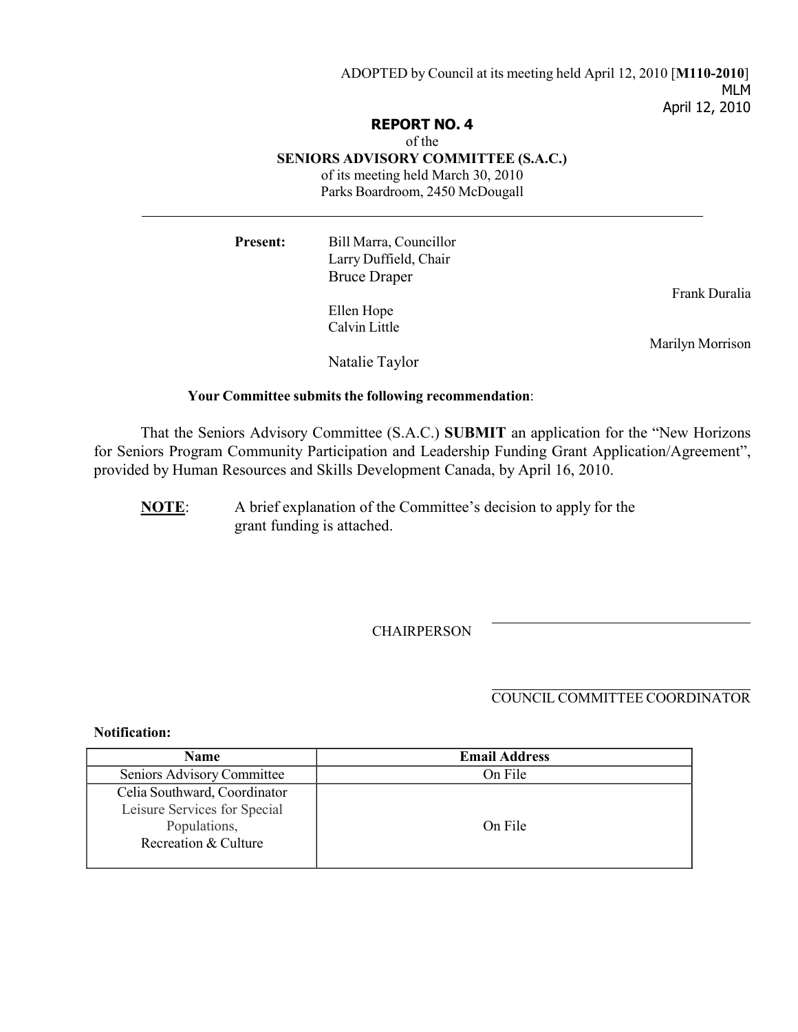ADOPTED by Council at its meeting held April 12, 2010 [**M110-2010**]
MLM
April 12, 2010

**REPORT NO. 4**
of the
**SENIORS ADVISORY COMMITTEE (S.A.C.)**
of its meeting held March 30, 2010
Parks Boardroom, 2450 McDougall

---

**Present:** Bill Marra, Councillor
Larry Duffield, Chair
Bruce Draper
Frank Duralia
Ellen Hope
Calvin Little
Marilyn Morrison
Natalie Taylor

**Your Committee submits the following recommendation**:

That the Seniors Advisory Committee (S.A.C.) **SUBMIT** an application for the "New Horizons for Seniors Program Community Participation and Leadership Funding Grant Application/Agreement", provided by Human Resources and Skills Development Canada, by April 16, 2010.

**NOTE**: A brief explanation of the Committee's decision to apply for the grant funding is attached.

CHAIRPERSON ______________________

______________________
COUNCIL COMMITTEE COORDINATOR

**Notification:**

| Name | Email Address |
|---|---|
| Seniors Advisory Committee | On File |
| Celia Southward, Coordinator Leisure Services for Special Populations, Recreation & Culture | On File |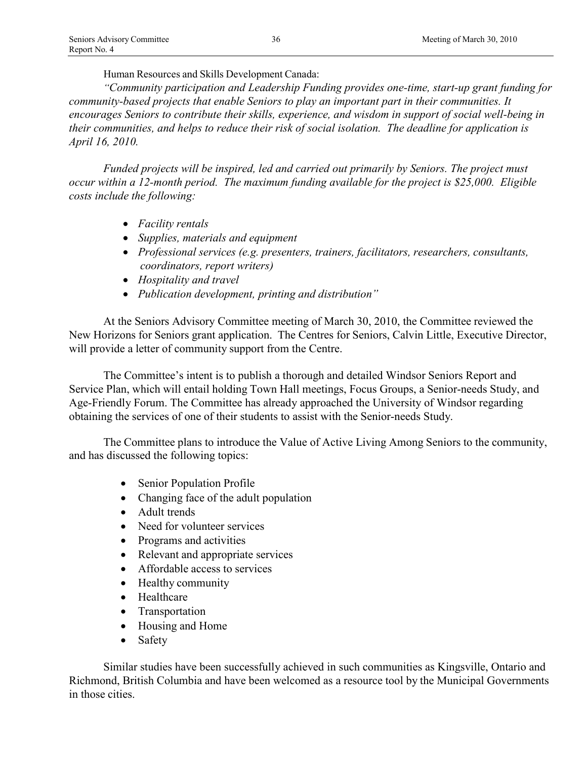Human Resources and Skills Development Canada:

*"Community participation and Leadership Funding provides one-time, start-up grant funding for community-based projects that enable Seniors to play an important part in their communities. It encourages Seniors to contribute their skills, experience, and wisdom in support of social well-being in their communities, and helps to reduce their risk of social isolation. The deadline for application is April 16, 2010.*

*Funded projects will be inspired, led and carried out primarily by Seniors. The project must occur within a 12-month period. The maximum funding available for the project is $25,000. Eligible costs include the following:*

- *Facility rentals*
- *Supplies, materials and equipment*
- *Professional services (e.g. presenters, trainers, facilitators, researchers, consultants, coordinators, report writers)*
- *Hospitality and travel*
- *Publication development, printing and distribution"*

At the Seniors Advisory Committee meeting of March 30, 2010, the Committee reviewed the New Horizons for Seniors grant application. The Centres for Seniors, Calvin Little, Executive Director, will provide a letter of community support from the Centre.

The Committee's intent is to publish a thorough and detailed Windsor Seniors Report and Service Plan, which will entail holding Town Hall meetings, Focus Groups, a Senior-needs Study, and Age-Friendly Forum. The Committee has already approached the University of Windsor regarding obtaining the services of one of their students to assist with the Senior-needs Study.

The Committee plans to introduce the Value of Active Living Among Seniors to the community, and has discussed the following topics:

- Senior Population Profile
- Changing face of the adult population
- Adult trends
- Need for volunteer services
- Programs and activities
- Relevant and appropriate services
- Affordable access to services
- Healthy community
- Healthcare
- Transportation
- Housing and Home
- Safety

Similar studies have been successfully achieved in such communities as Kingsville, Ontario and Richmond, British Columbia and have been welcomed as a resource tool by the Municipal Governments in those cities.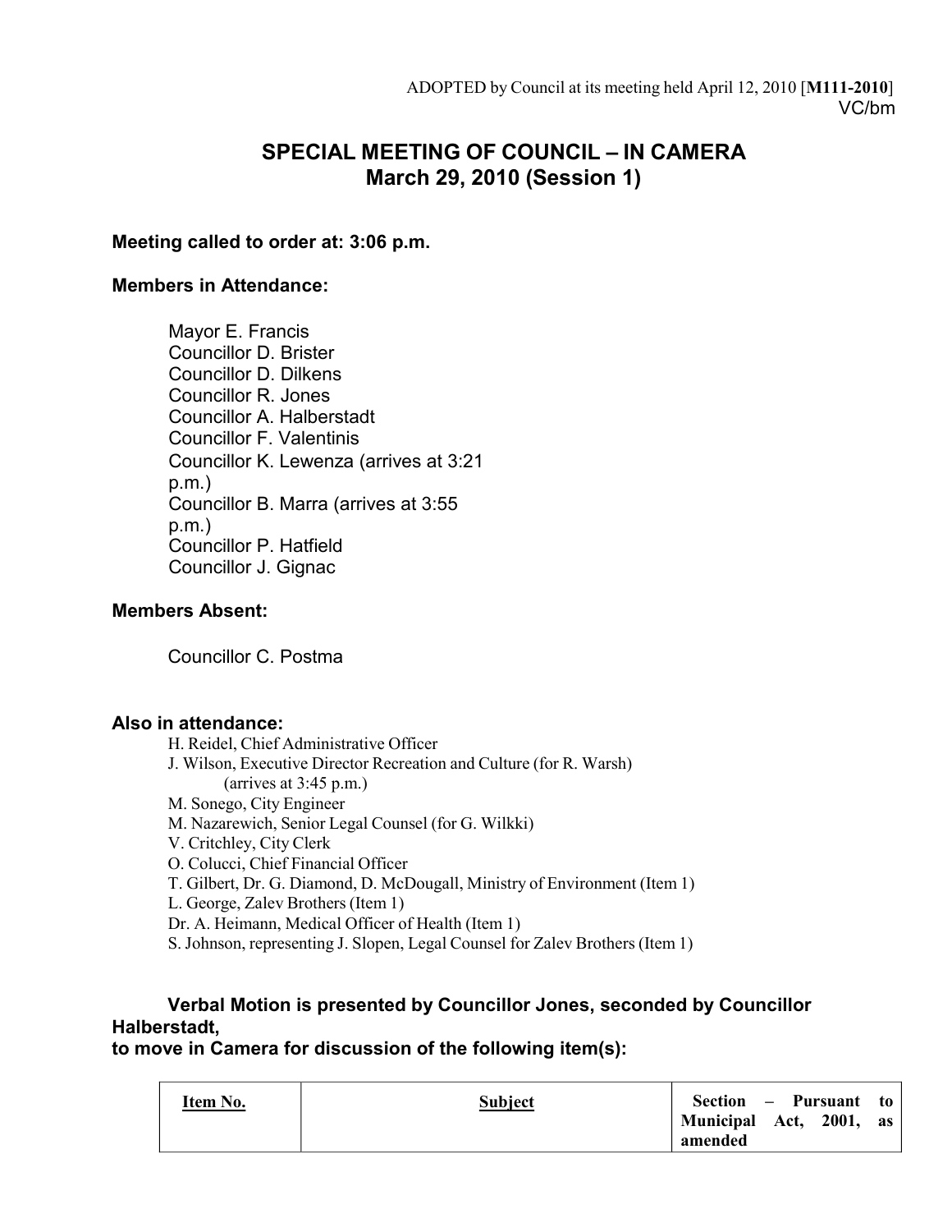ADOPTED by Council at its meeting held April 12, 2010 [**M111-2010**]
VC/bm

# SPECIAL MEETING OF COUNCIL – IN CAMERA
## March 29, 2010 (Session 1)

**Meeting called to order at: 3:06 p.m.**

**Members in Attendance:**

Mayor E. Francis
Councillor D. Brister
Councillor D. Dilkens
Councillor R. Jones
Councillor A. Halberstadt
Councillor F. Valentinis
Councillor K. Lewenza (arrives at 3:21 p.m.)
Councillor B. Marra (arrives at 3:55 p.m.)
Councillor P. Hatfield
Councillor J. Gignac

**Members Absent:**

Councillor C. Postma

**Also in attendance:**

H. Reidel, Chief Administrative Officer
J. Wilson, Executive Director Recreation and Culture (for R. Warsh) (arrives at 3:45 p.m.)
M. Sonego, City Engineer
M. Nazarewich, Senior Legal Counsel (for G. Wilkki)
V. Critchley, City Clerk
O. Colucci, Chief Financial Officer
T. Gilbert, Dr. G. Diamond, D. McDougall, Ministry of Environment (Item 1)
L. George, Zalev Brothers (Item 1)
Dr. A. Heimann, Medical Officer of Health (Item 1)
S. Johnson, representing J. Slopen, Legal Counsel for Zalev Brothers (Item 1)

**Verbal Motion is presented by Councillor Jones, seconded by Councillor Halberstadt, to move in Camera for discussion of the following item(s):**

| Item No. | Subject | Section – Pursuant to Municipal Act, 2001, as amended |
|---|---|---|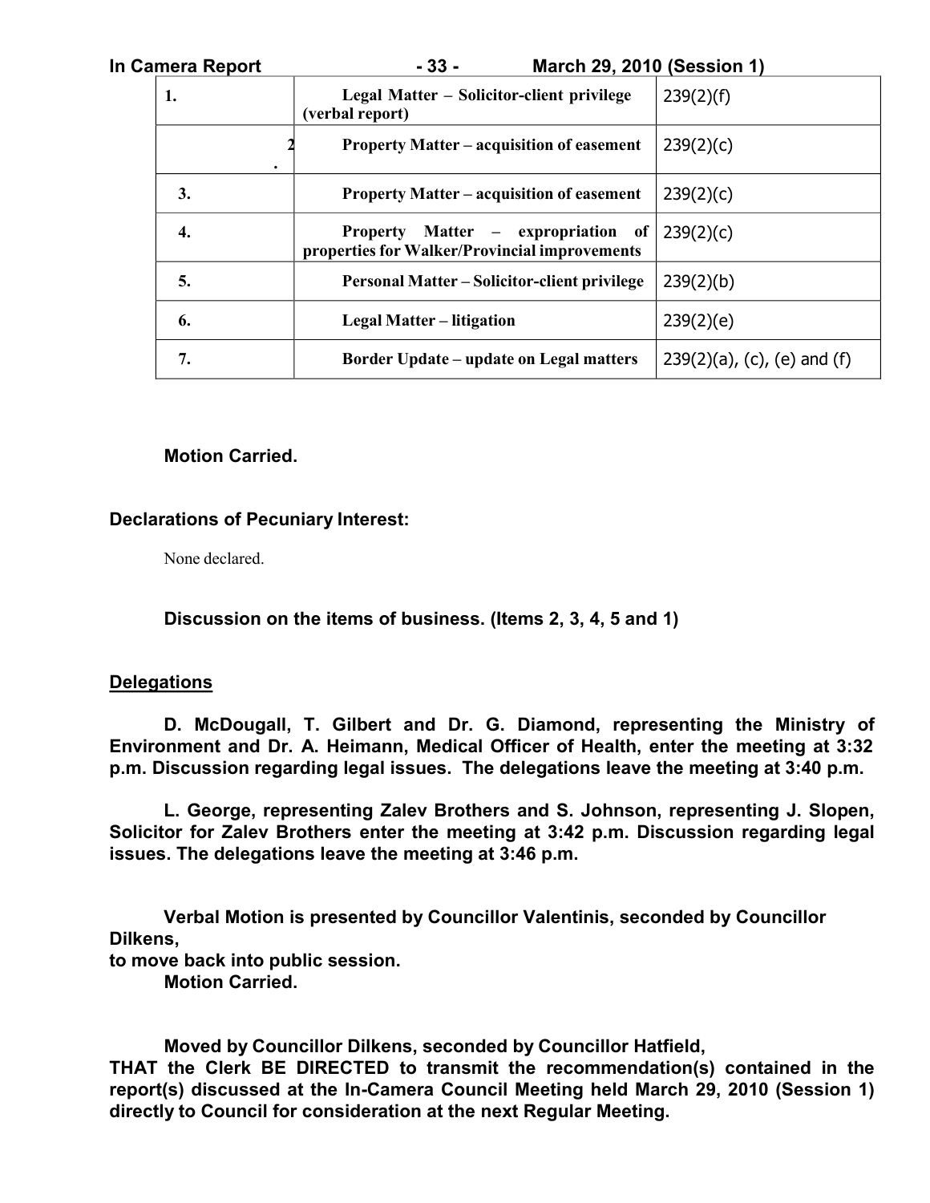| | | |
|---|---|---|
| 1. | Legal Matter – Solicitor-client privilege (verbal report) | 239(2)(f) |
| 2. | Property Matter – acquisition of easement | 239(2)(c) |
| 3. | Property Matter – acquisition of easement | 239(2)(c) |
| 4. | Property Matter – expropriation of properties for Walker/Provincial improvements | 239(2)(c) |
| 5. | Personal Matter – Solicitor-client privilege | 239(2)(b) |
| 6. | Legal Matter – litigation | 239(2)(e) |
| 7. | Border Update – update on Legal matters | 239(2)(a), (c), (e) and (f) |

**Motion Carried.**

**Declarations of Pecuniary Interest:**

None declared.

**Discussion on the items of business. (Items 2, 3, 4, 5 and 1)**

**Delegations**

**D. McDougall, T. Gilbert and Dr. G. Diamond, representing the Ministry of Environment and Dr. A. Heimann, Medical Officer of Health, enter the meeting at 3:32 p.m. Discussion regarding legal issues. The delegations leave the meeting at 3:40 p.m.**

**L. George, representing Zalev Brothers and S. Johnson, representing J. Slopen, Solicitor for Zalev Brothers enter the meeting at 3:42 p.m. Discussion regarding legal issues. The delegations leave the meeting at 3:46 p.m.**

**Verbal Motion is presented by Councillor Valentinis, seconded by Councillor Dilkens,**
**to move back into public session.**
**Motion Carried.**

**Moved by Councillor Dilkens, seconded by Councillor Hatfield,**
**THAT the Clerk BE DIRECTED to transmit the recommendation(s) contained in the report(s) discussed at the In-Camera Council Meeting held March 29, 2010 (Session 1) directly to Council for consideration at the next Regular Meeting.**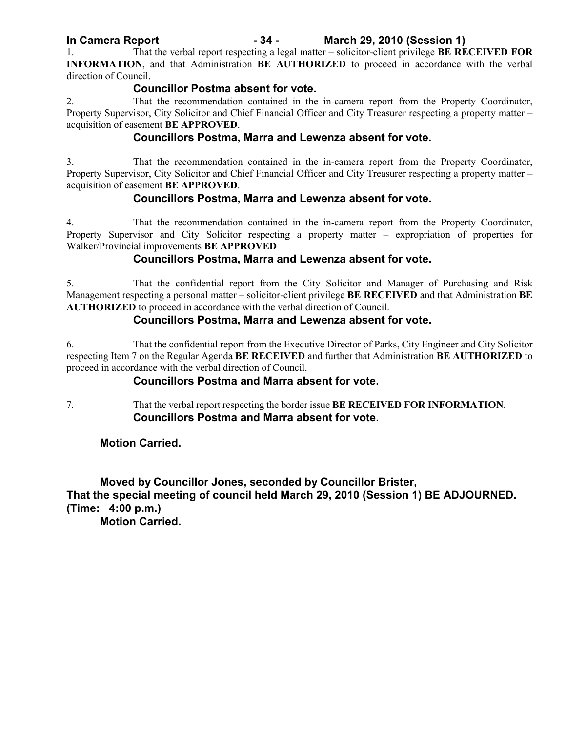1. That the verbal report respecting a legal matter – solicitor-client privilege **BE RECEIVED FOR INFORMATION**, and that Administration **BE AUTHORIZED** to proceed in accordance with the verbal direction of Council.

**Councillor Postma absent for vote.**

2. That the recommendation contained in the in-camera report from the Property Coordinator, Property Supervisor, City Solicitor and Chief Financial Officer and City Treasurer respecting a property matter – acquisition of easement **BE APPROVED**.

**Councillors Postma, Marra and Lewenza absent for vote.**

3. That the recommendation contained in the in-camera report from the Property Coordinator, Property Supervisor, City Solicitor and Chief Financial Officer and City Treasurer respecting a property matter – acquisition of easement **BE APPROVED**.

**Councillors Postma, Marra and Lewenza absent for vote.**

4. That the recommendation contained in the in-camera report from the Property Coordinator, Property Supervisor and City Solicitor respecting a property matter – expropriation of properties for Walker/Provincial improvements **BE APPROVED**

**Councillors Postma, Marra and Lewenza absent for vote.**

5. That the confidential report from the City Solicitor and Manager of Purchasing and Risk Management respecting a personal matter – solicitor-client privilege **BE RECEIVED** and that Administration **BE AUTHORIZED** to proceed in accordance with the verbal direction of Council.

**Councillors Postma, Marra and Lewenza absent for vote.**

6. That the confidential report from the Executive Director of Parks, City Engineer and City Solicitor respecting Item 7 on the Regular Agenda **BE RECEIVED** and further that Administration **BE AUTHORIZED** to proceed in accordance with the verbal direction of Council.

**Councillors Postma and Marra absent for vote.**

7. That the verbal report respecting the border issue **BE RECEIVED FOR INFORMATION.**

**Councillors Postma and Marra absent for vote.**

**Motion Carried.**

**Moved by Councillor Jones, seconded by Councillor Brister,**
**That the special meeting of council held March 29, 2010 (Session 1) BE ADJOURNED.**
**(Time: 4:00 p.m.)**

**Motion Carried.**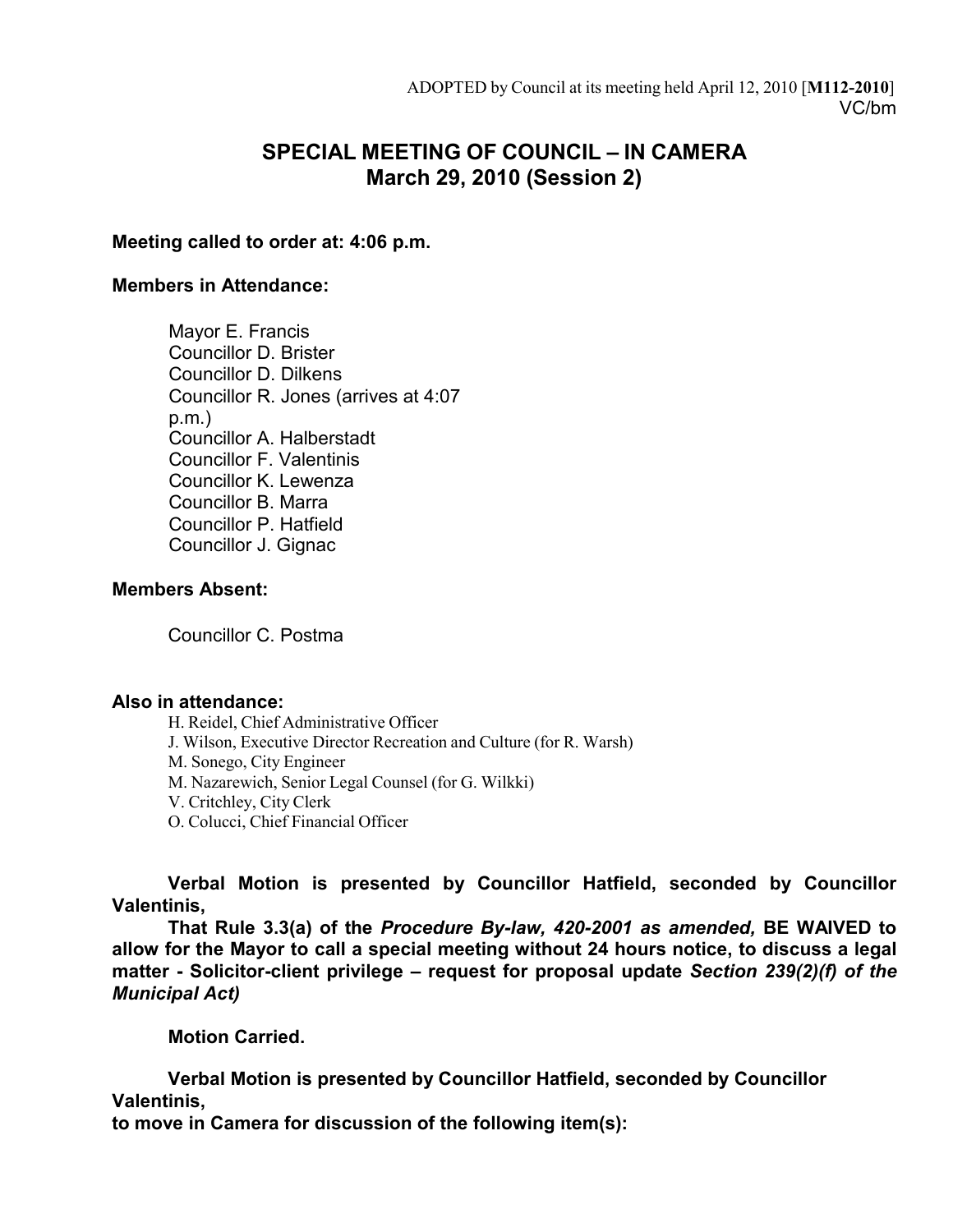ADOPTED by Council at its meeting held April 12, 2010 [**M112-2010**]
VC/bm

# SPECIAL MEETING OF COUNCIL – IN CAMERA
## March 29, 2010 (Session 2)

**Meeting called to order at: 4:06 p.m.**

**Members in Attendance:**

Mayor E. Francis
Councillor D. Brister
Councillor D. Dilkens
Councillor R. Jones (arrives at 4:07 p.m.)
Councillor A. Halberstadt
Councillor F. Valentinis
Councillor K. Lewenza
Councillor B. Marra
Councillor P. Hatfield
Councillor J. Gignac

**Members Absent:**

Councillor C. Postma

**Also in attendance:**

H. Reidel, Chief Administrative Officer
J. Wilson, Executive Director Recreation and Culture (for R. Warsh)
M. Sonego, City Engineer
M. Nazarewich, Senior Legal Counsel (for G. Wilkki)
V. Critchley, City Clerk
O. Colucci, Chief Financial Officer

**Verbal Motion is presented by Councillor Hatfield, seconded by Councillor Valentinis,**

**That Rule 3.3(a) of the *Procedure By-law, 420-2001 as amended,* BE WAIVED to allow for the Mayor to call a special meeting without 24 hours notice, to discuss a legal matter - Solicitor-client privilege – request for proposal update *Section 239(2)(f) of the Municipal Act)***

**Motion Carried.**

**Verbal Motion is presented by Councillor Hatfield, seconded by Councillor Valentinis,**
**to move in Camera for discussion of the following item(s):**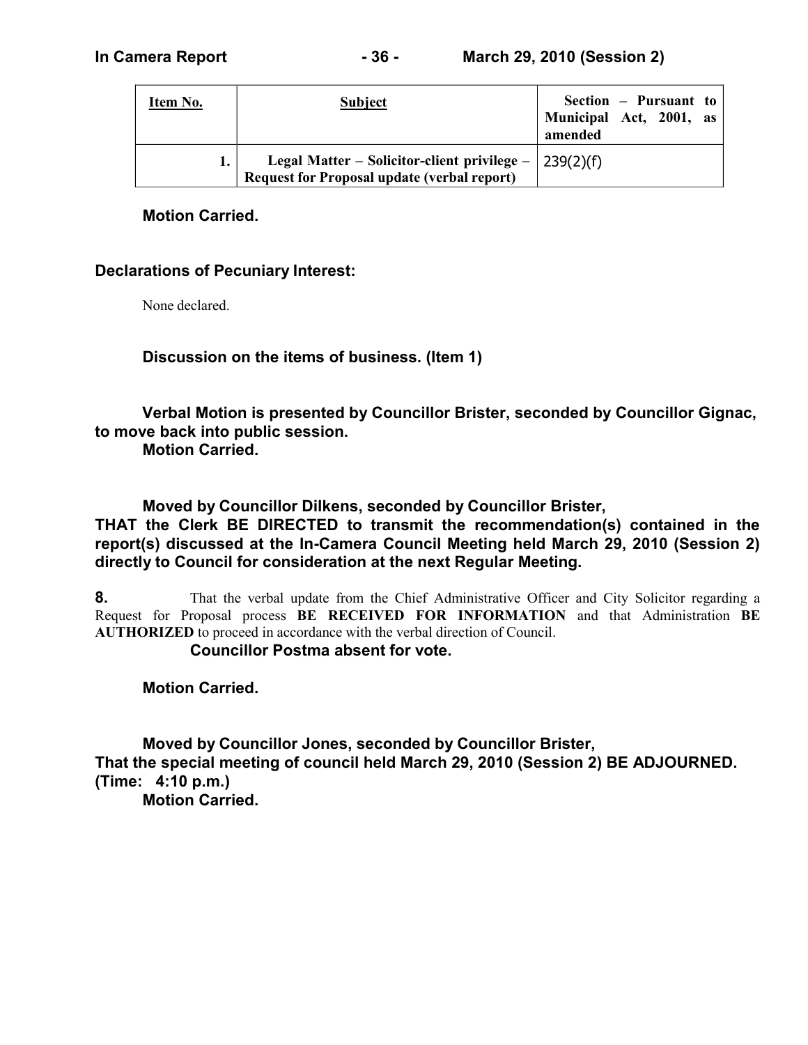| Item No. | Subject | Section – Pursuant to Municipal Act, 2001, as amended |
|---|---|---|
| 1. | **Legal Matter – Solicitor-client privilege – Request for Proposal update (verbal report)** | 239(2)(f) |

**Motion Carried.**

**Declarations of Pecuniary Interest:**

None declared.

**Discussion on the items of business. (Item 1)**

**Verbal Motion is presented by Councillor Brister, seconded by Councillor Gignac, to move back into public session.**
**Motion Carried.**

**Moved by Councillor Dilkens, seconded by Councillor Brister,**
**THAT the Clerk BE DIRECTED to transmit the recommendation(s) contained in the report(s) discussed at the In-Camera Council Meeting held March 29, 2010 (Session 2) directly to Council for consideration at the next Regular Meeting.**

**8.** That the verbal update from the Chief Administrative Officer and City Solicitor regarding a Request for Proposal process **BE RECEIVED FOR INFORMATION** and that Administration **BE AUTHORIZED** to proceed in accordance with the verbal direction of Council.
**Councillor Postma absent for vote.**

**Motion Carried.**

**Moved by Councillor Jones, seconded by Councillor Brister,**
**That the special meeting of council held March 29, 2010 (Session 2) BE ADJOURNED. (Time: 4:10 p.m.)**
**Motion Carried.**